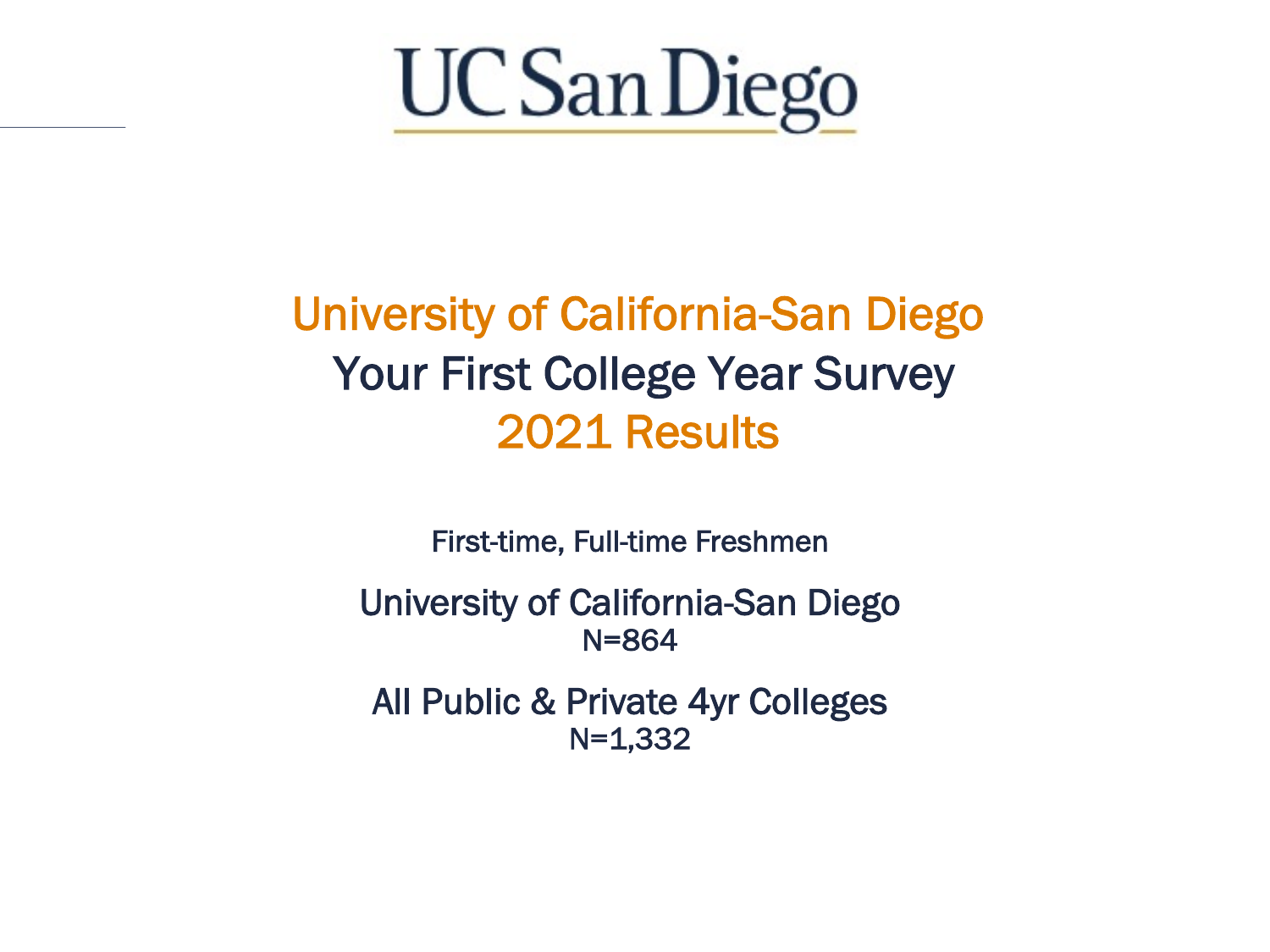UC San Diego

# University of California-San Diego
# Your First College Year Survey
# 2021 Results

First-time, Full-time Freshmen

University of California-San Diego
N=864

All Public & Private 4yr Colleges
N=1,332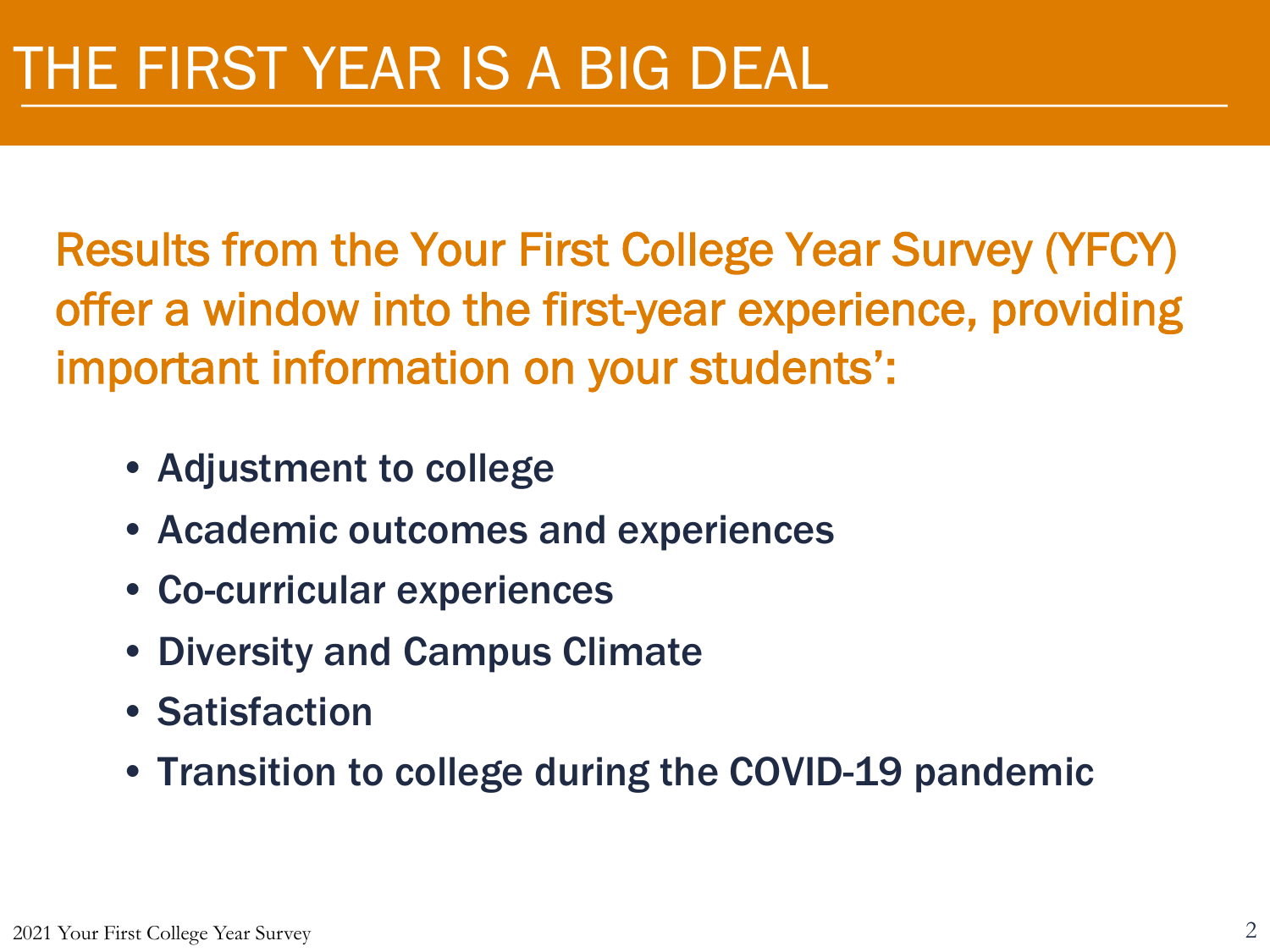# THE FIRST YEAR IS A BIG DEAL

Results from the Your First College Year Survey (YFCY) offer a window into the first-year experience, providing important information on your students':

- **Adjustment to college**
- **Academic outcomes and experiences**
- **Co-curricular experiences**
- **Diversity and Campus Climate**
- **Satisfaction**
- **Transition to college during the COVID-19 pandemic**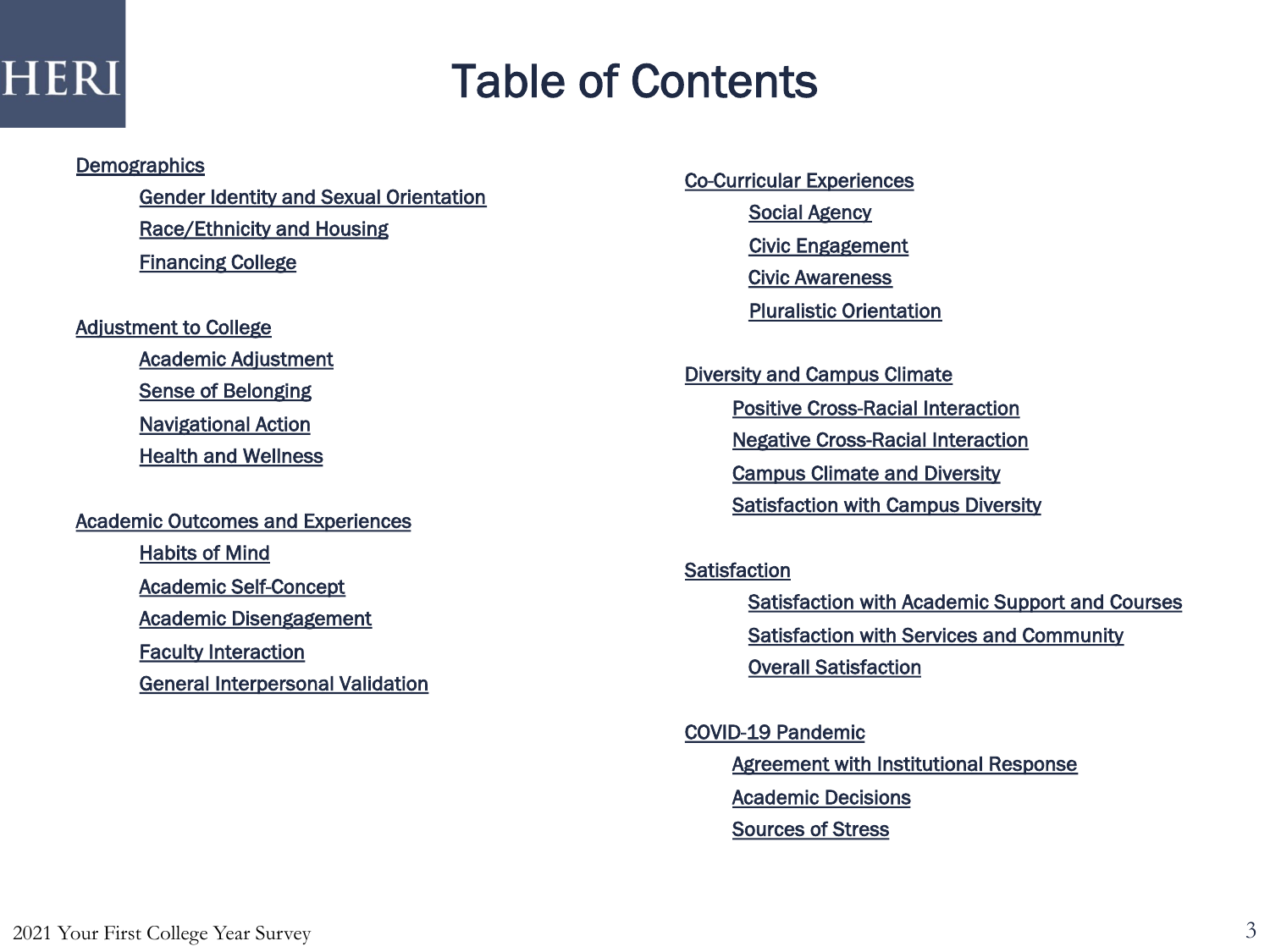# Table of Contents

- Demographics
  - Gender Identity and Sexual Orientation
  - Race/Ethnicity and Housing
  - Financing College
- Adjustment to College
  - Academic Adjustment
  - Sense of Belonging
  - Navigational Action
  - Health and Wellness
- Academic Outcomes and Experiences
  - Habits of Mind
  - Academic Self-Concept
  - Academic Disengagement
  - Faculty Interaction
  - General Interpersonal Validation
- Co-Curricular Experiences
  - Social Agency
  - Civic Engagement
  - Civic Awareness
  - Pluralistic Orientation
- Diversity and Campus Climate
  - Positive Cross-Racial Interaction
  - Negative Cross-Racial Interaction
  - Campus Climate and Diversity
  - Satisfaction with Campus Diversity
- Satisfaction
  - Satisfaction with Academic Support and Courses
  - Satisfaction with Services and Community
  - Overall Satisfaction
- COVID-19 Pandemic
  - Agreement with Institutional Response
  - Academic Decisions
  - Sources of Stress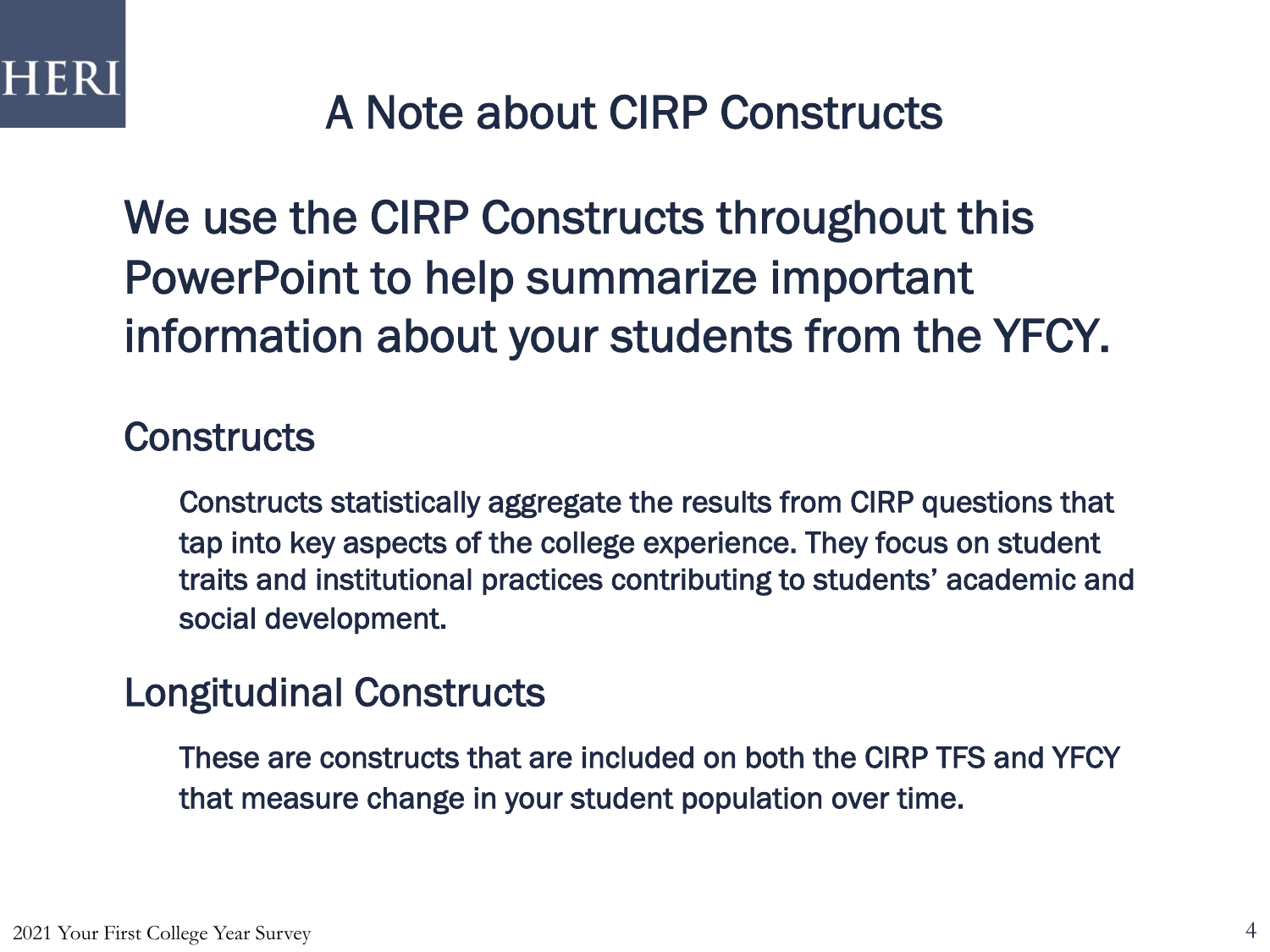# A Note about CIRP Constructs

## We use the CIRP Constructs throughout this PowerPoint to help summarize important information about your students from the YFCY.

### Constructs

Constructs statistically aggregate the results from CIRP questions that tap into key aspects of the college experience. They focus on student traits and institutional practices contributing to students' academic and social development.

### Longitudinal Constructs

These are constructs that are included on both the CIRP TFS and YFCY that measure change in your student population over time.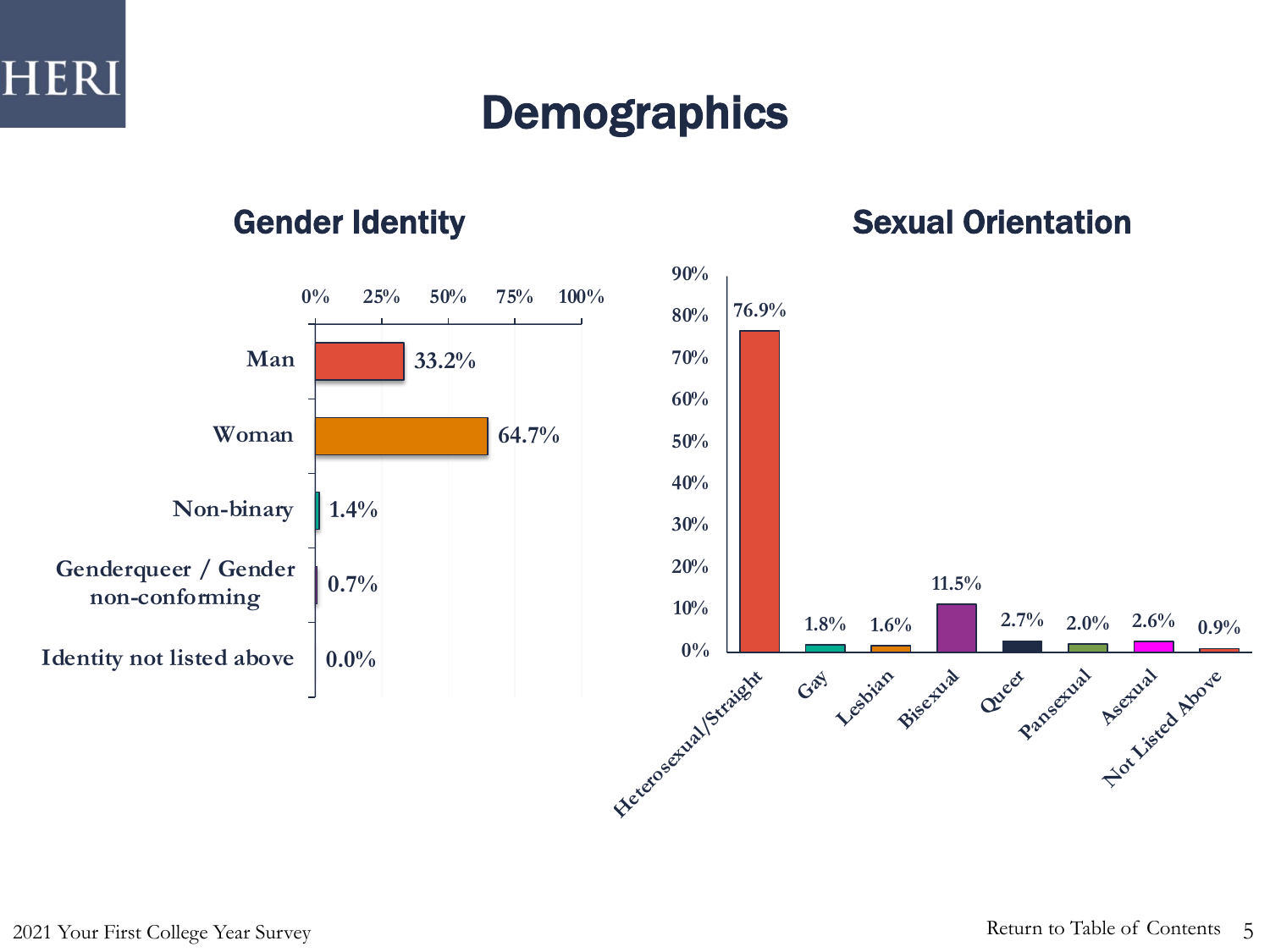# Demographics

## Gender Identity

| Gender Identity | Percent |
|---|---|
| Man | 33.2% |
| Woman | 64.7% |
| Non-binary | 1.4% |
| Genderqueer / Gender non-conforming | 0.7% |
| Identity not listed above | 0.0% |

## Sexual Orientation

| Sexual Orientation | Percent |
|---|---|
| Heterosexual/Straight | 76.9% |
| Gay | 1.8% |
| Lesbian | 1.6% |
| Bisexual | 11.5% |
| Queer | 2.7% |
| Pansexual | 2.0% |
| Asexual | 2.6% |
| Not Listed Above | 0.9% |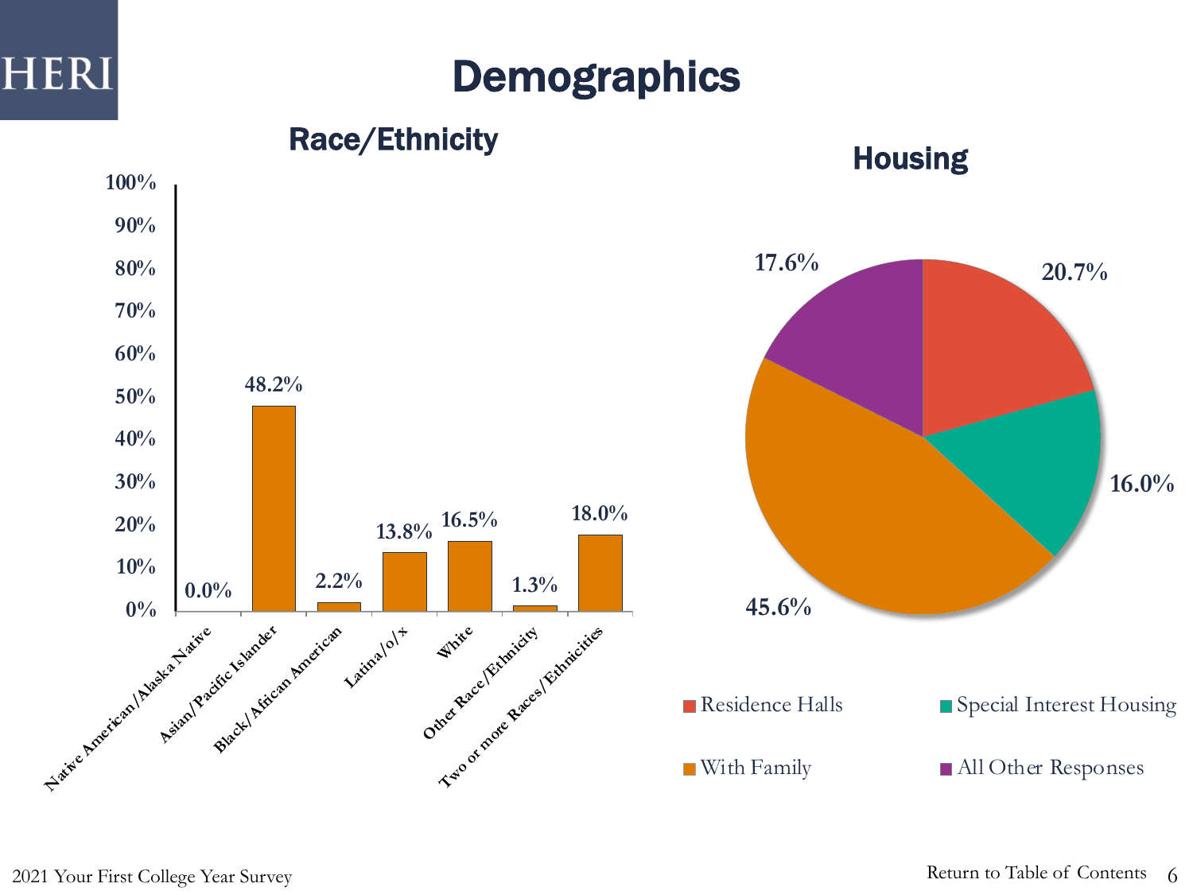# Demographics

## Race/Ethnicity

| Race/Ethnicity | Percentage |
|---|---|
| Native American/Alaska Native | 0.0% |
| Asian/Pacific Islander | 48.2% |
| Black/African American | 2.2% |
| Latina/o/x | 13.8% |
| White | 16.5% |
| Other Race/Ethnicity | 1.3% |
| Two or more Races/Ethnicities | 18.0% |

## Housing

| Housing | Percentage |
|---|---|
| Residence Halls | 20.7% |
| Special Interest Housing | 16.0% |
| With Family | 45.6% |
| All Other Responses | 17.6% |

2021 Your First College Year Survey

Return to Table of Contents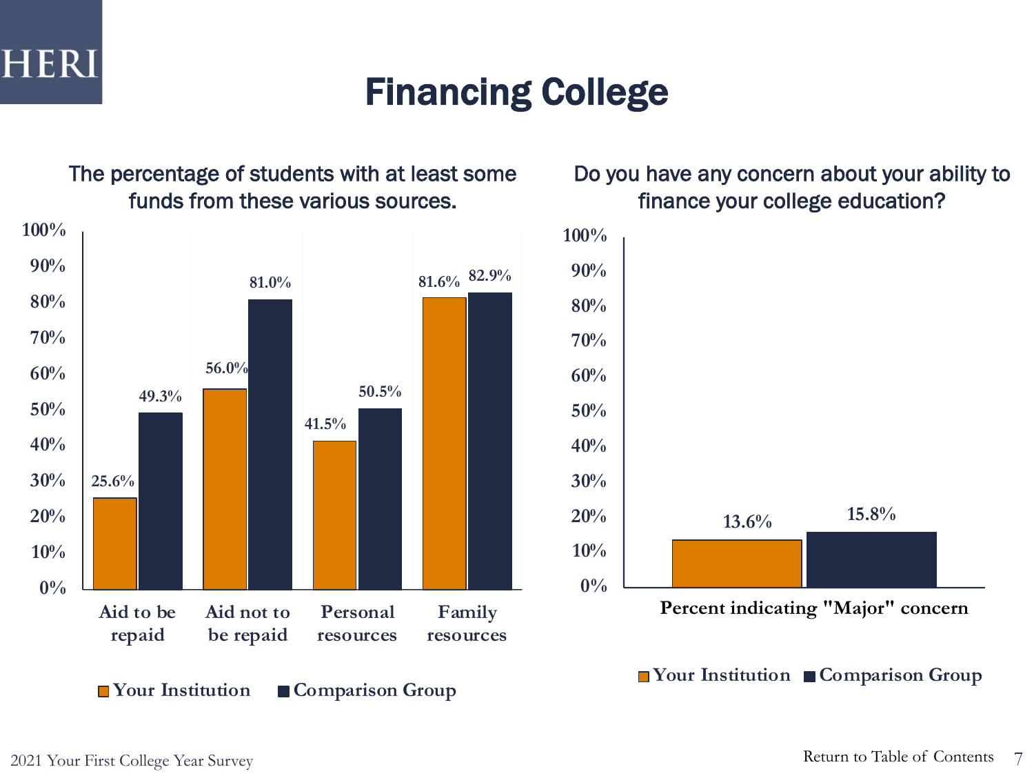# Financing College

## The percentage of students with at least some funds from these various sources.

| | Your Institution | Comparison Group |
|---|---|---|
| Aid to be repaid | 25.6% | 49.3% |
| Aid not to be repaid | 56.0% | 81.0% |
| Personal resources | 41.5% | 50.5% |
| Family resources | 81.6% | 82.9% |

## Do you have any concern about your ability to finance your college education?

| | Your Institution | Comparison Group |
|---|---|---|
| Percent indicating "Major" concern | 13.6% | 15.8% |

2021 Your First College Year Survey

Return to Table of Contents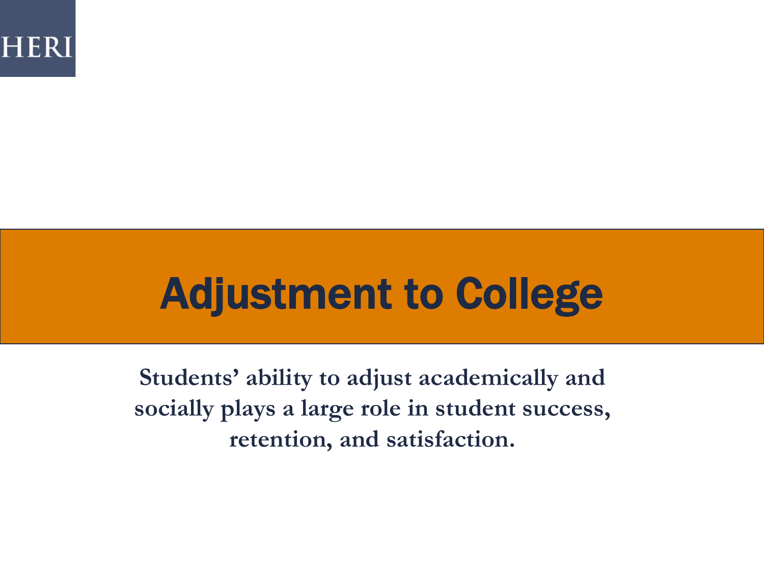# Adjustment to College

**Students' ability to adjust academically and socially plays a large role in student success, retention, and satisfaction.**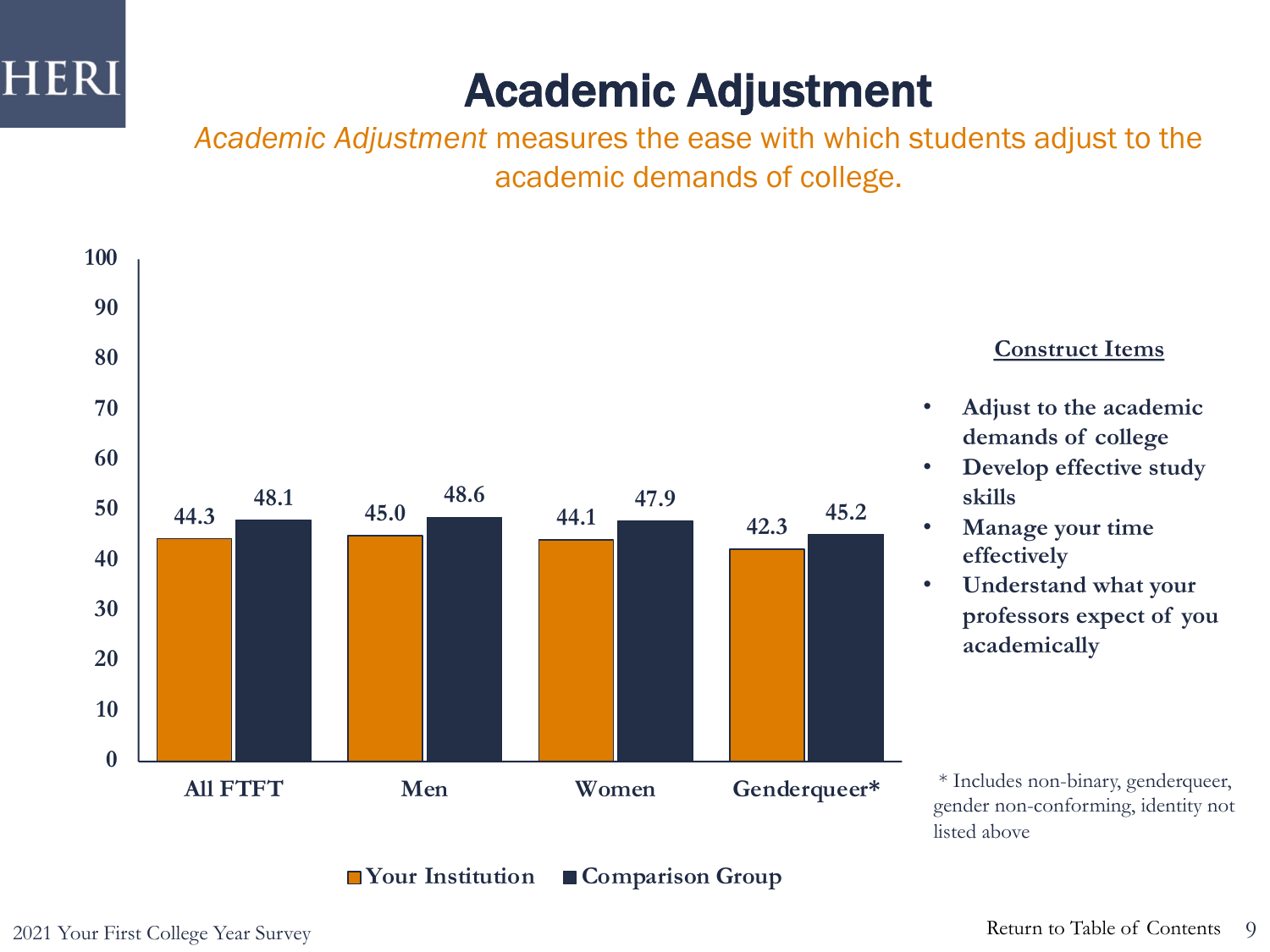# Academic Adjustment

*Academic Adjustment* measures the ease with which students adjust to the academic demands of college.

| | Your Institution | Comparison Group |
|---|---|---|
| All FTFT | 44.3 | 48.1 |
| Men | 45.0 | 48.6 |
| Women | 44.1 | 47.9 |
| Genderqueer* | 42.3 | 45.2 |

**Construct Items**

- **Adjust to the academic demands of college**
- **Develop effective study skills**
- **Manage your time effectively**
- **Understand what your professors expect of you academically**

\* Includes non-binary, genderqueer, gender non-conforming, identity not listed above

2021 Your First College Year Survey

Return to Table of Contents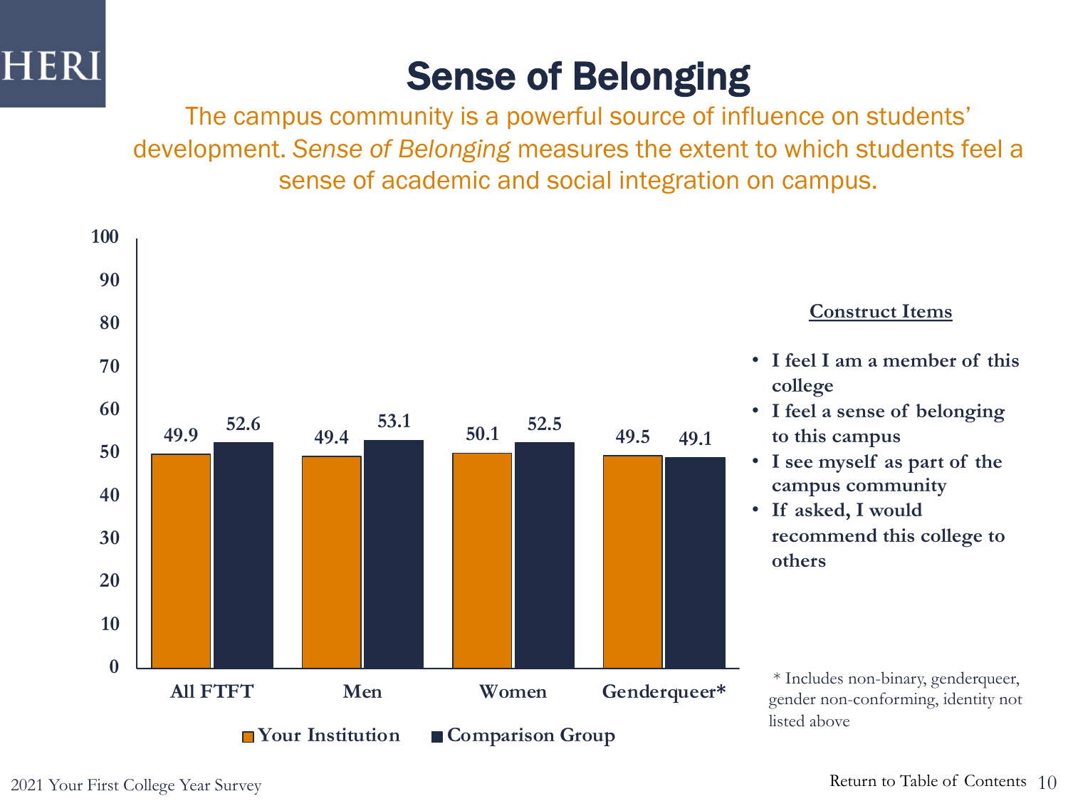# Sense of Belonging

The campus community is a powerful source of influence on students' development. *Sense of Belonging* measures the extent to which students feel a sense of academic and social integration on campus.

| | All FTFT | Men | Women | Genderqueer* |
|---|---|---|---|---|
| Your Institution | 49.9 | 49.4 | 50.1 | 49.5 |
| Comparison Group | 52.6 | 53.1 | 52.5 | 49.1 |

**Construct Items**

- I feel I am a member of this college
- I feel a sense of belonging to this campus
- I see myself as part of the campus community
- If asked, I would recommend this college to others

\* Includes non-binary, genderqueer, gender non-conforming, identity not listed above

2021 Your First College Year Survey

Return to Table of Contents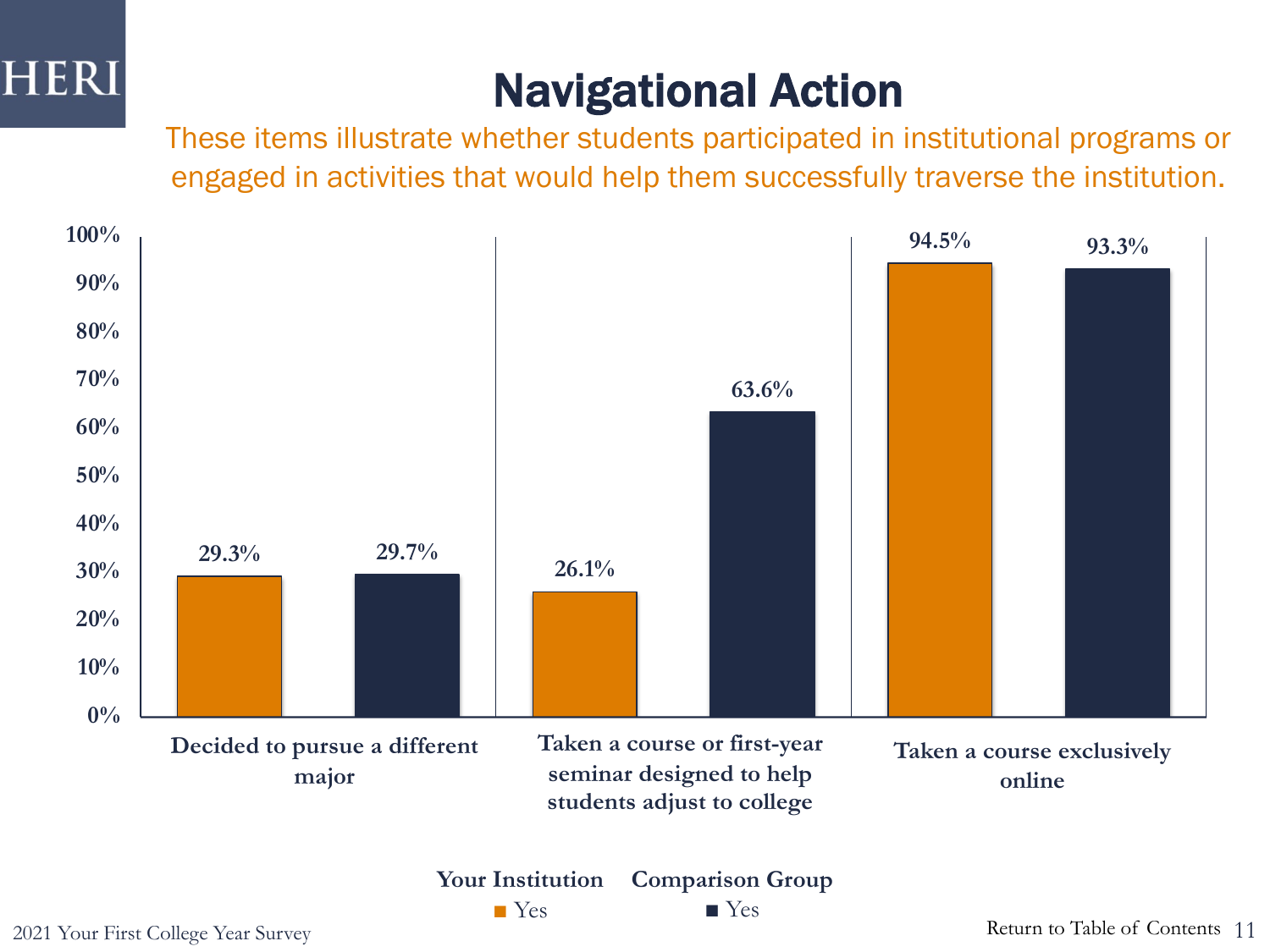# Navigational Action

These items illustrate whether students participated in institutional programs or engaged in activities that would help them successfully traverse the institution.

| | Your Institution (Yes) | Comparison Group (Yes) |
|---|---|---|
| Decided to pursue a different major | 29.3% | 29.7% |
| Taken a course or first-year seminar designed to help students adjust to college | 26.1% | 63.6% |
| Taken a course exclusively online | 94.5% | 93.3% |

2021 Your First College Year Survey

Return to Table of Contents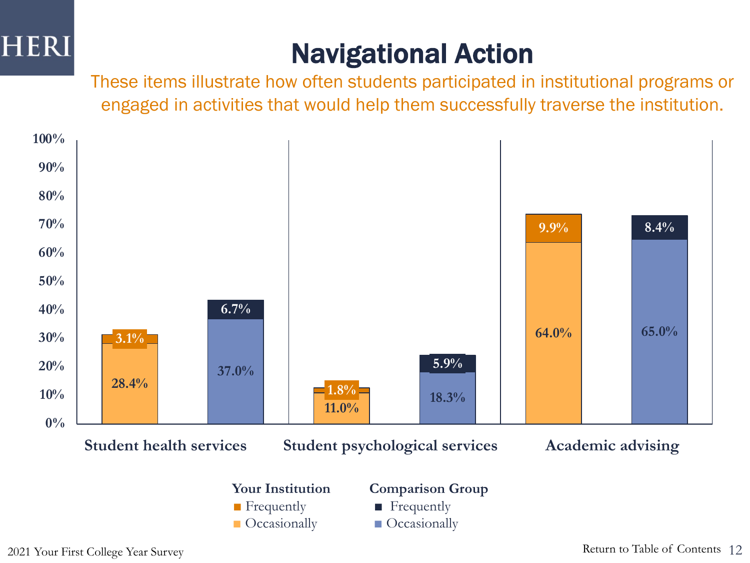# Navigational Action

These items illustrate how often students participated in institutional programs or engaged in activities that would help them successfully traverse the institution.

| | Your Institution: Frequently | Your Institution: Occasionally | Comparison Group: Frequently | Comparison Group: Occasionally |
|---|---|---|---|---|
| Student health services | 3.1% | 28.4% | 6.7% | 37.0% |
| Student psychological services | 1.8% | 11.0% | 5.9% | 18.3% |
| Academic advising | 9.9% | 64.0% | 8.4% | 65.0% |

2021 Your First College Year Survey

Return to Table of Contents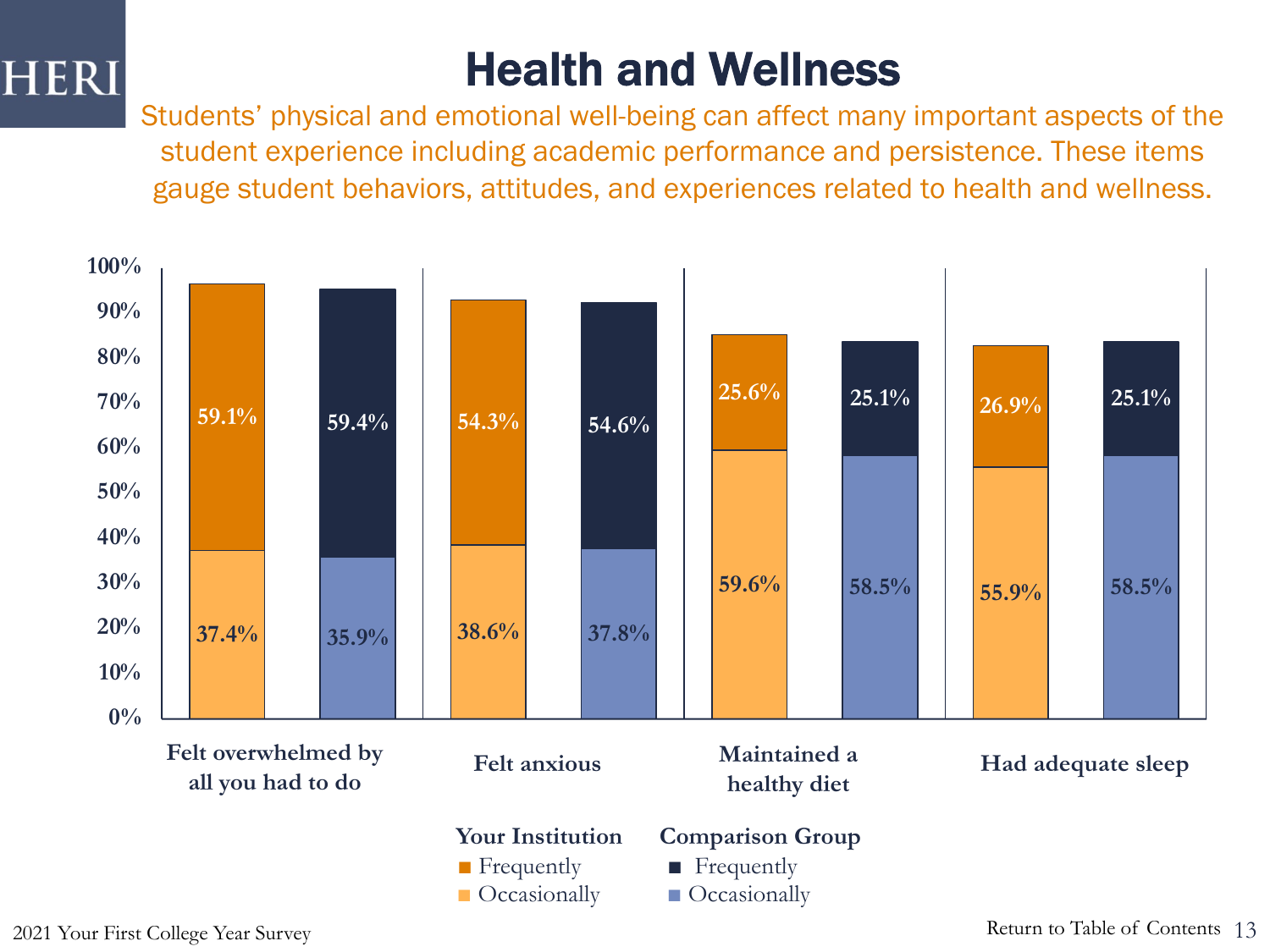# Health and Wellness

Students' physical and emotional well-being can affect many important aspects of the student experience including academic performance and persistence. These items gauge student behaviors, attitudes, and experiences related to health and wellness.

| | Your Institution: Frequently | Your Institution: Occasionally | Comparison Group: Frequently | Comparison Group: Occasionally |
|---|---|---|---|---|
| Felt overwhelmed by all you had to do | 59.1% | 37.4% | 59.4% | 35.9% |
| Felt anxious | 54.3% | 38.6% | 54.6% | 37.8% |
| Maintained a healthy diet | 25.6% | 59.6% | 25.1% | 58.5% |
| Had adequate sleep | 26.9% | 55.9% | 25.1% | 58.5% |

2021 Your First College Year Survey

Return to Table of Contents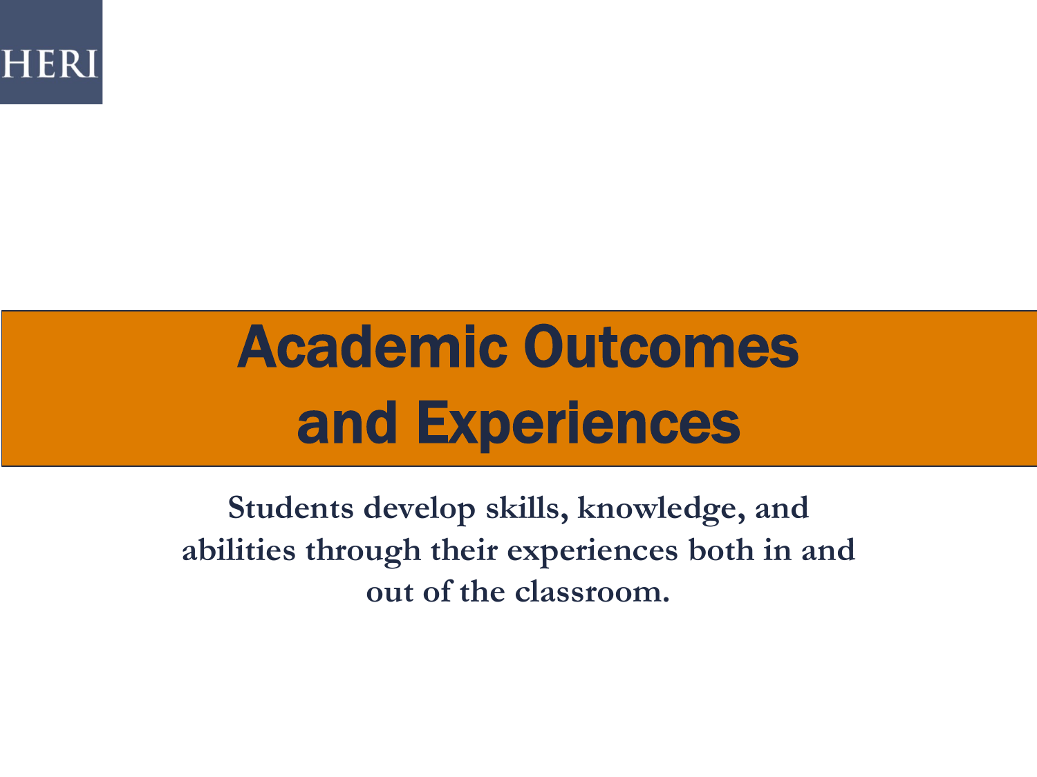# Academic Outcomes and Experiences

**Students develop skills, knowledge, and abilities through their experiences both in and out of the classroom.**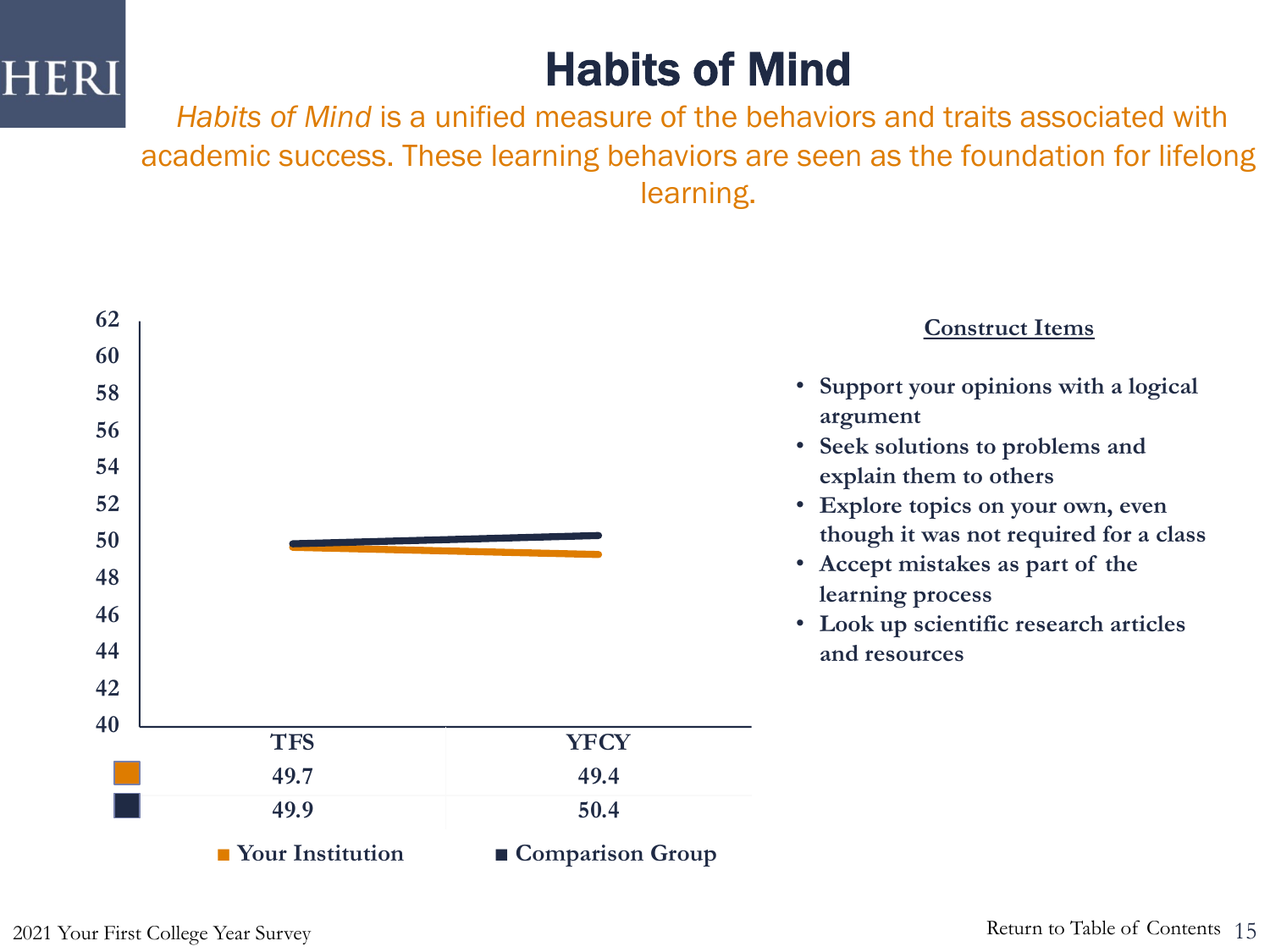# Habits of Mind

*Habits of Mind* is a unified measure of the behaviors and traits associated with academic success. These learning behaviors are seen as the foundation for lifelong learning.

| | TFS | YFCY |
|---|---|---|
| Your Institution | 49.7 | 49.4 |
| Comparison Group | 49.9 | 50.4 |

**Construct Items**

- **Support your opinions with a logical argument**
- **Seek solutions to problems and explain them to others**
- **Explore topics on your own, even though it was not required for a class**
- **Accept mistakes as part of the learning process**
- **Look up scientific research articles and resources**

2021 Your First College Year Survey

Return to Table of Contents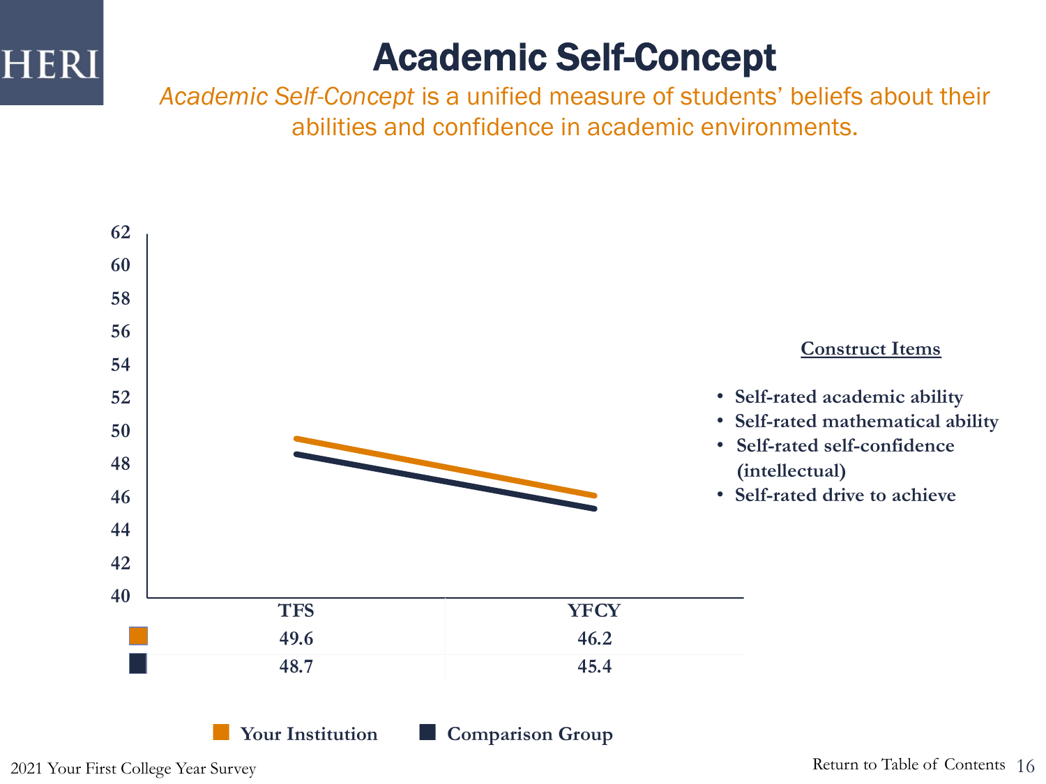# Academic Self-Concept

*Academic Self-Concept* is a unified measure of students' beliefs about their abilities and confidence in academic environments.

| | TFS | YFCY |
|---|---|---|
| Your Institution | 49.6 | 46.2 |
| Comparison Group | 48.7 | 45.4 |

**Construct Items**

- **Self-rated academic ability**
- **Self-rated mathematical ability**
- **Self-rated self-confidence (intellectual)**
- **Self-rated drive to achieve**

2021 Your First College Year Survey

Return to Table of Contents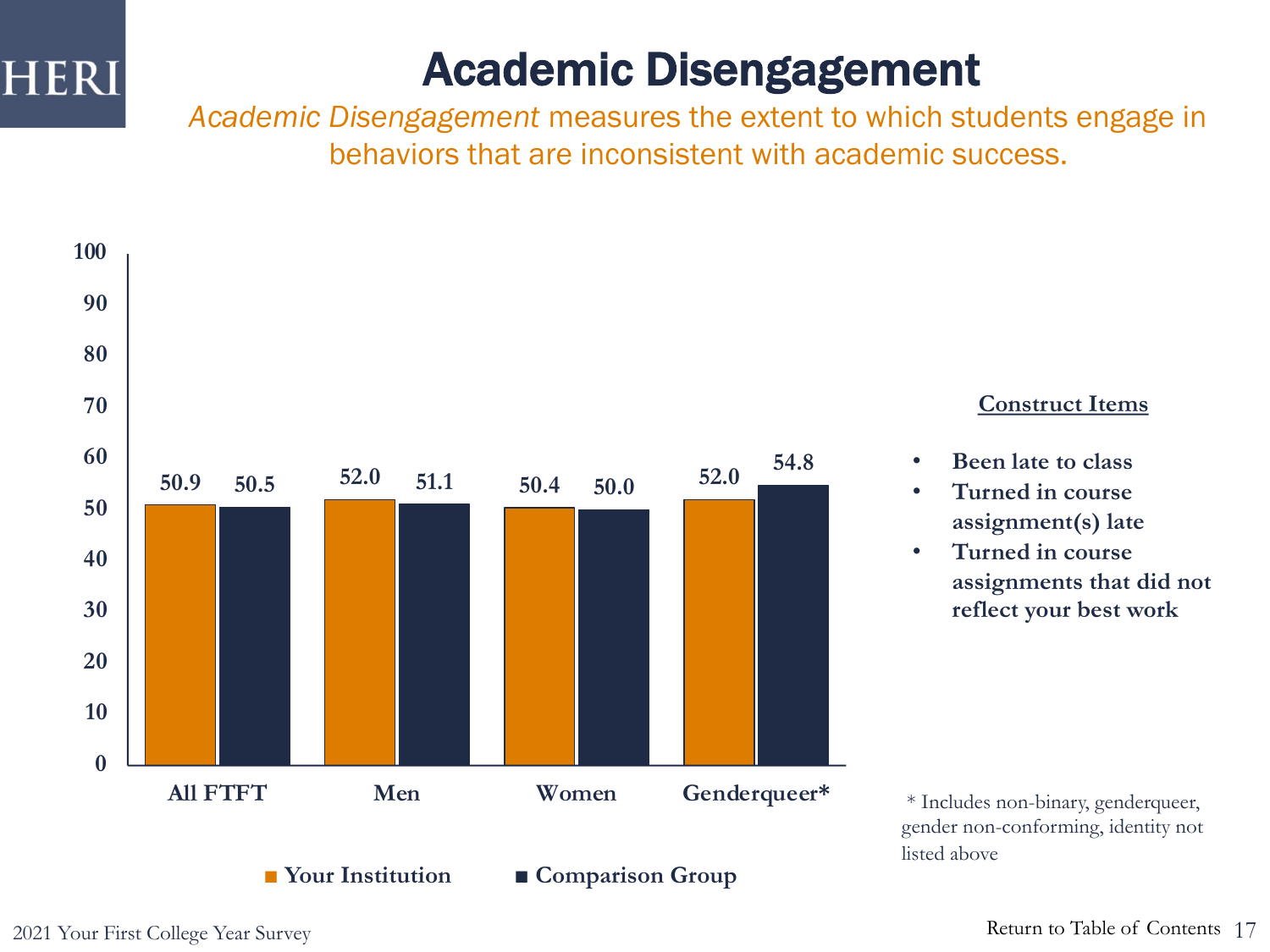# Academic Disengagement

*Academic Disengagement* measures the extent to which students engage in behaviors that are inconsistent with academic success.

| | Your Institution | Comparison Group |
|---|---|---|
| All FTFT | 50.9 | 50.5 |
| Men | 52.0 | 51.1 |
| Women | 50.4 | 50.0 |
| Genderqueer* | 52.0 | 54.8 |

**Construct Items**

- **Been late to class**
- **Turned in course assignment(s) late**
- **Turned in course assignments that did not reflect your best work**

\* Includes non-binary, genderqueer, gender non-conforming, identity not listed above

2021 Your First College Year Survey

Return to Table of Contents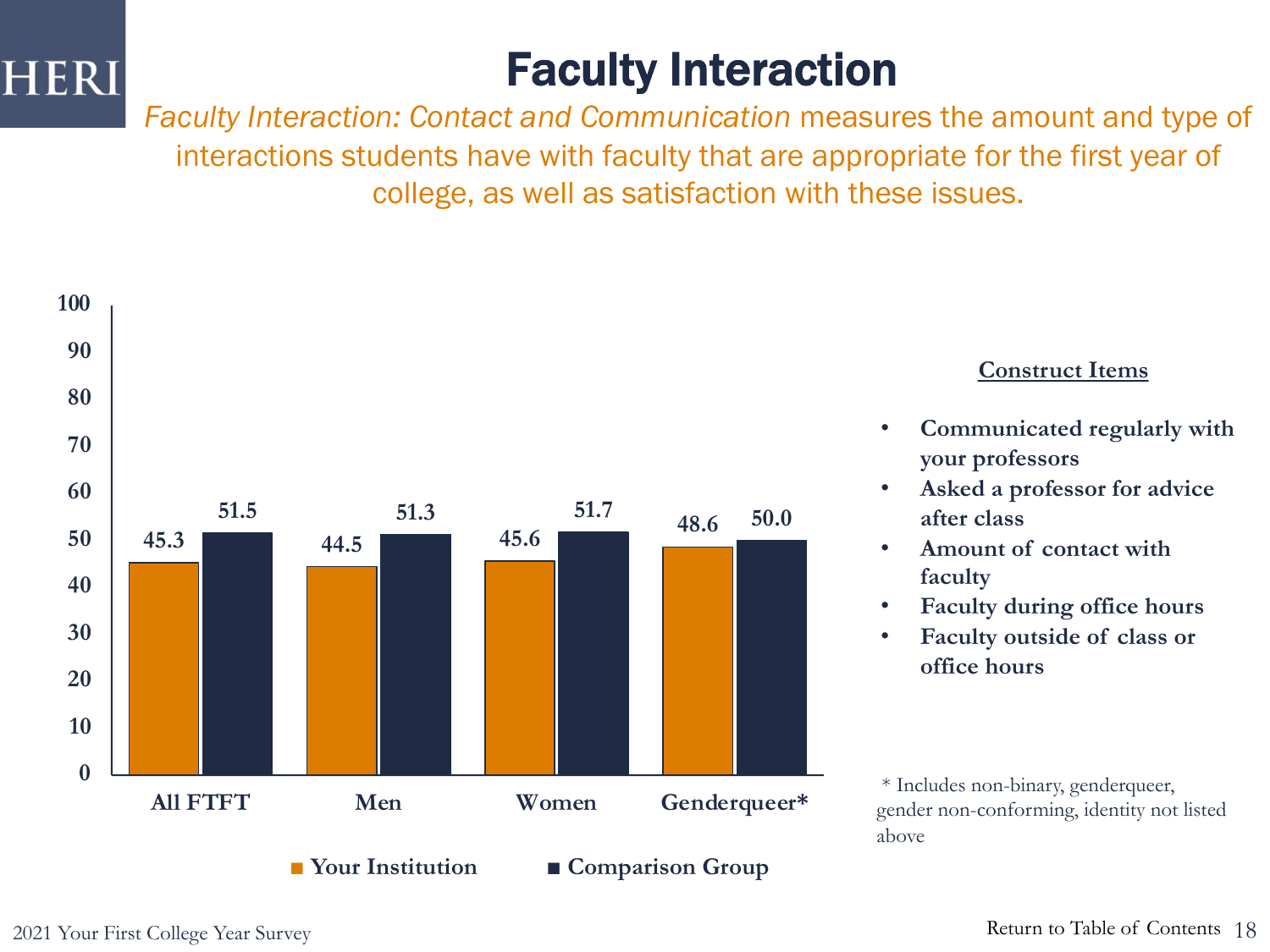# Faculty Interaction

*Faculty Interaction: Contact and Communication* measures the amount and type of interactions students have with faculty that are appropriate for the first year of college, as well as satisfaction with these issues.

| | Your Institution | Comparison Group |
|---|---|---|
| All FTFT | 45.3 | 51.5 |
| Men | 44.5 | 51.3 |
| Women | 45.6 | 51.7 |
| Genderqueer* | 48.6 | 50.0 |

**Construct Items**

- **Communicated regularly with your professors**
- **Asked a professor for advice after class**
- **Amount of contact with faculty**
- **Faculty during office hours**
- **Faculty outside of class or office hours**

* Includes non-binary, genderqueer, gender non-conforming, identity not listed above

2021 Your First College Year Survey

Return to Table of Contents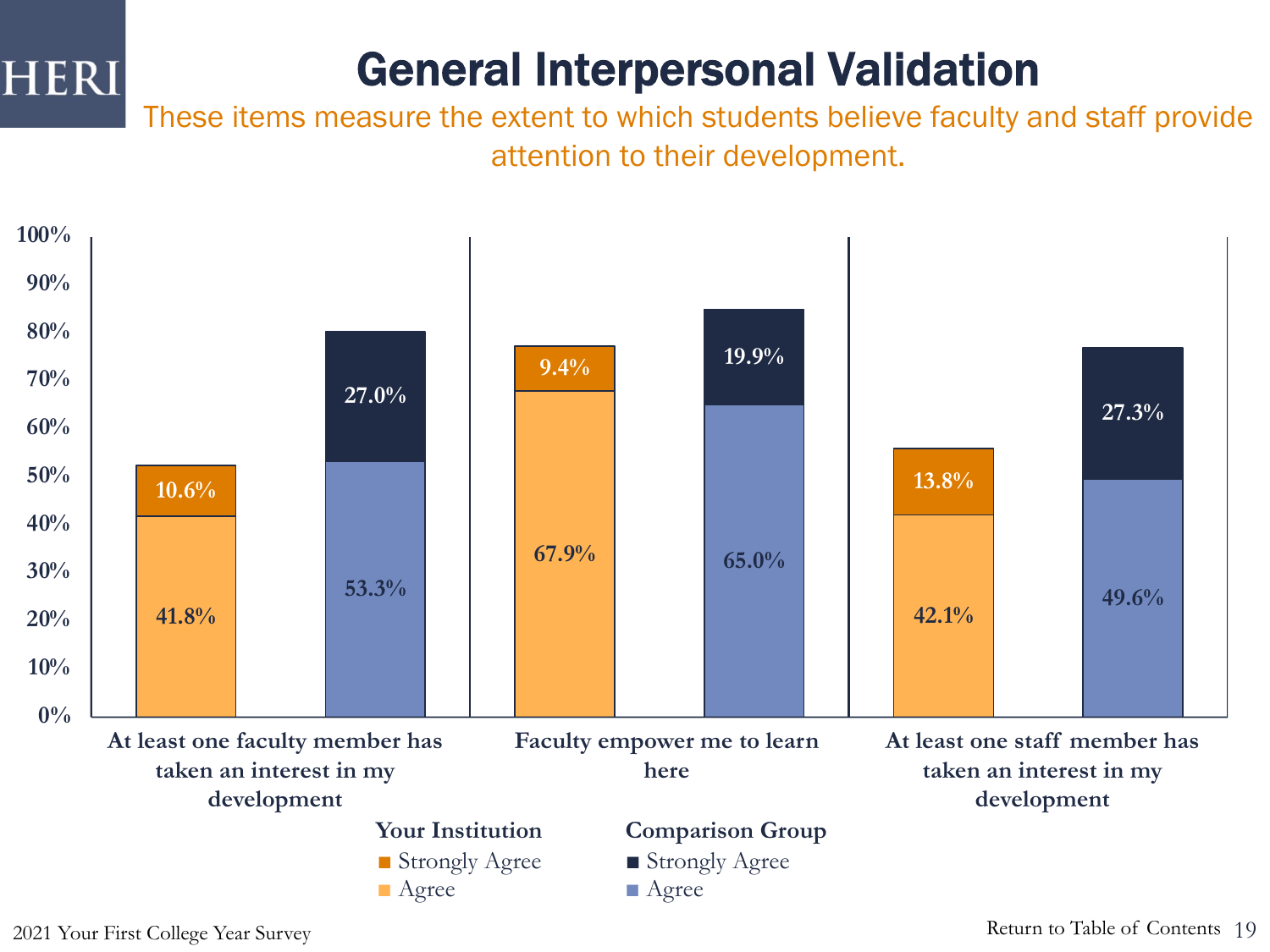# General Interpersonal Validation

These items measure the extent to which students believe faculty and staff provide attention to their development.

| Item | Your Institution: Agree | Your Institution: Strongly Agree | Comparison Group: Agree | Comparison Group: Strongly Agree |
|---|---|---|---|---|
| At least one faculty member has taken an interest in my development | 41.8% | 10.6% | 53.3% | 27.0% |
| Faculty empower me to learn here | 67.9% | 9.4% | 65.0% | 19.9% |
| At least one staff member has taken an interest in my development | 42.1% | 13.8% | 49.6% | 27.3% |

2021 Your First College Year Survey

Return to Table of Contents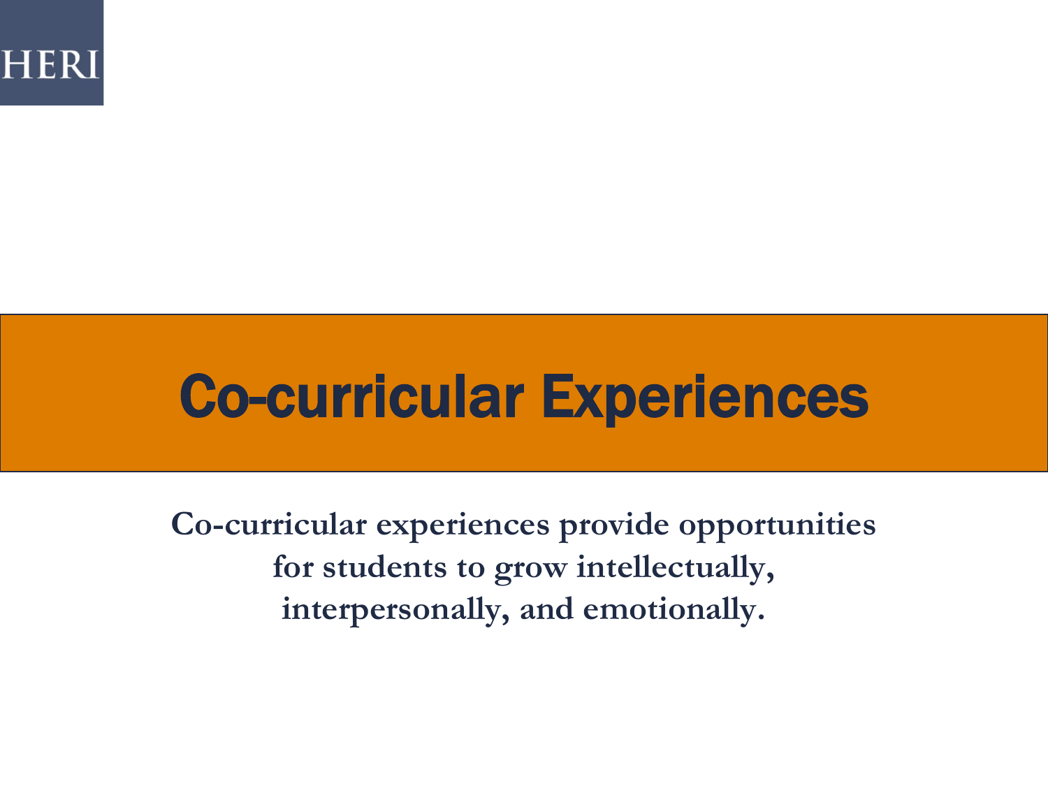# Co-curricular Experiences

**Co-curricular experiences provide opportunities for students to grow intellectually, interpersonally, and emotionally.**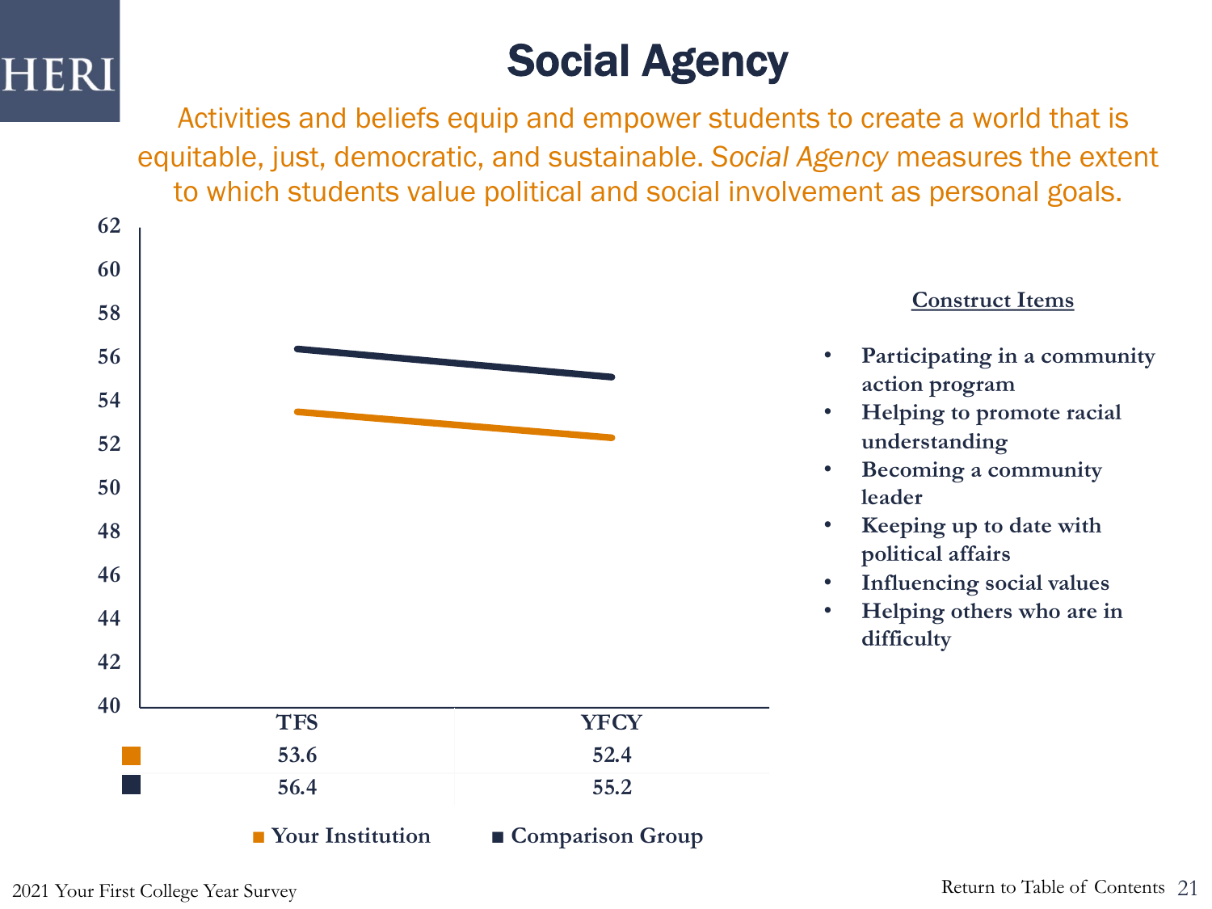# Social Agency

Activities and beliefs equip and empower students to create a world that is equitable, just, democratic, and sustainable. *Social Agency* measures the extent to which students value political and social involvement as personal goals.

| | TFS | YFCY |
|---|---|---|
| Your Institution | 53.6 | 52.4 |
| Comparison Group | 56.4 | 55.2 |

**Construct Items**

- **Participating in a community action program**
- **Helping to promote racial understanding**
- **Becoming a community leader**
- **Keeping up to date with political affairs**
- **Influencing social values**
- **Helping others who are in difficulty**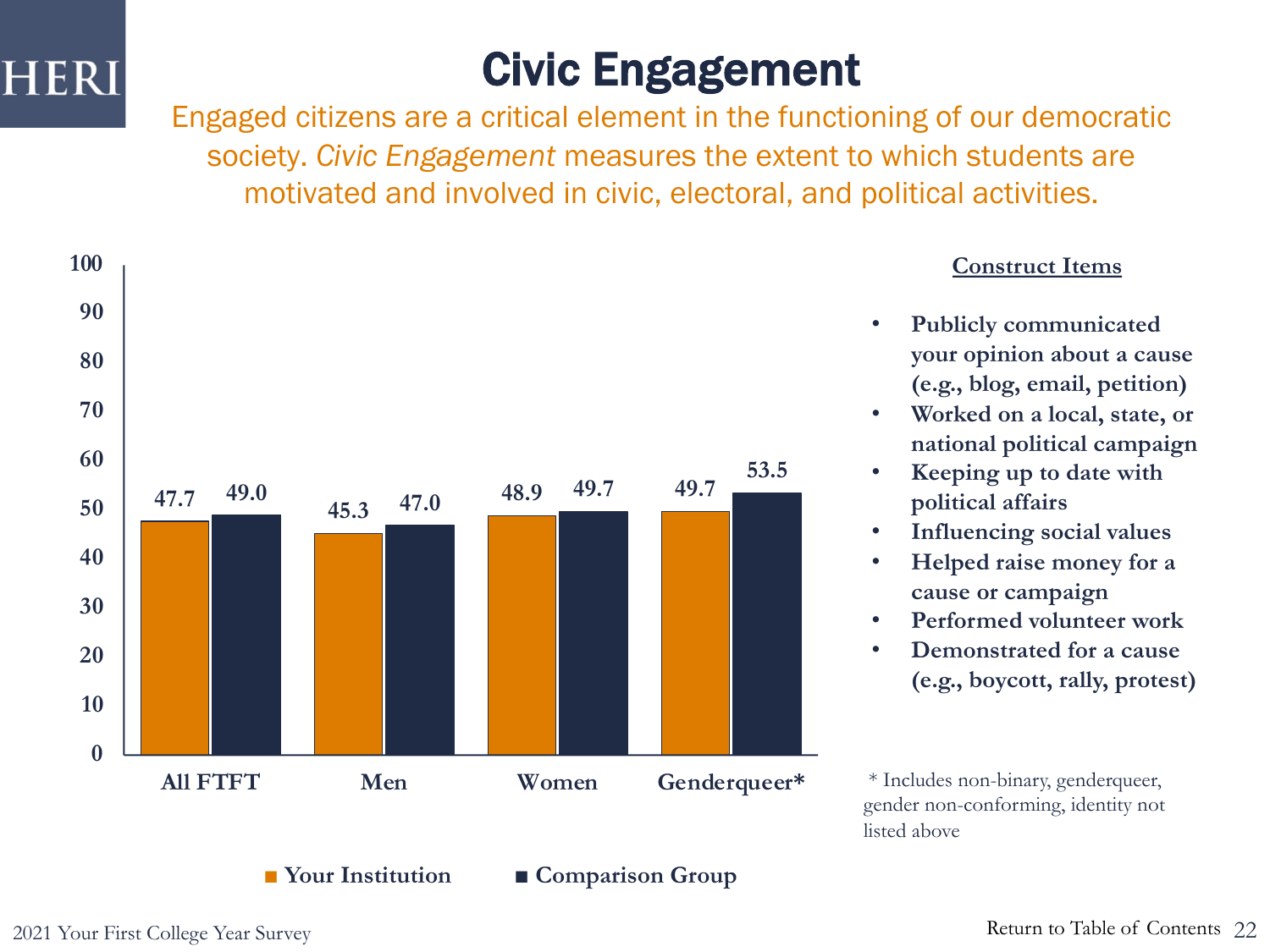# Civic Engagement

Engaged citizens are a critical element in the functioning of our democratic society. *Civic Engagement* measures the extent to which students are motivated and involved in civic, electoral, and political activities.

| | Your Institution | Comparison Group |
|---|---|---|
| All FTFT | 47.7 | 49.0 |
| Men | 45.3 | 47.0 |
| Women | 48.9 | 49.7 |
| Genderqueer* | 49.7 | 53.5 |

**Construct Items**

- **Publicly communicated your opinion about a cause (e.g., blog, email, petition)**
- **Worked on a local, state, or national political campaign**
- **Keeping up to date with political affairs**
- **Influencing social values**
- **Helped raise money for a cause or campaign**
- **Performed volunteer work**
- **Demonstrated for a cause (e.g., boycott, rally, protest)**

\* Includes non-binary, genderqueer, gender non-conforming, identity not listed above

2021 Your First College Year Survey

Return to Table of Contents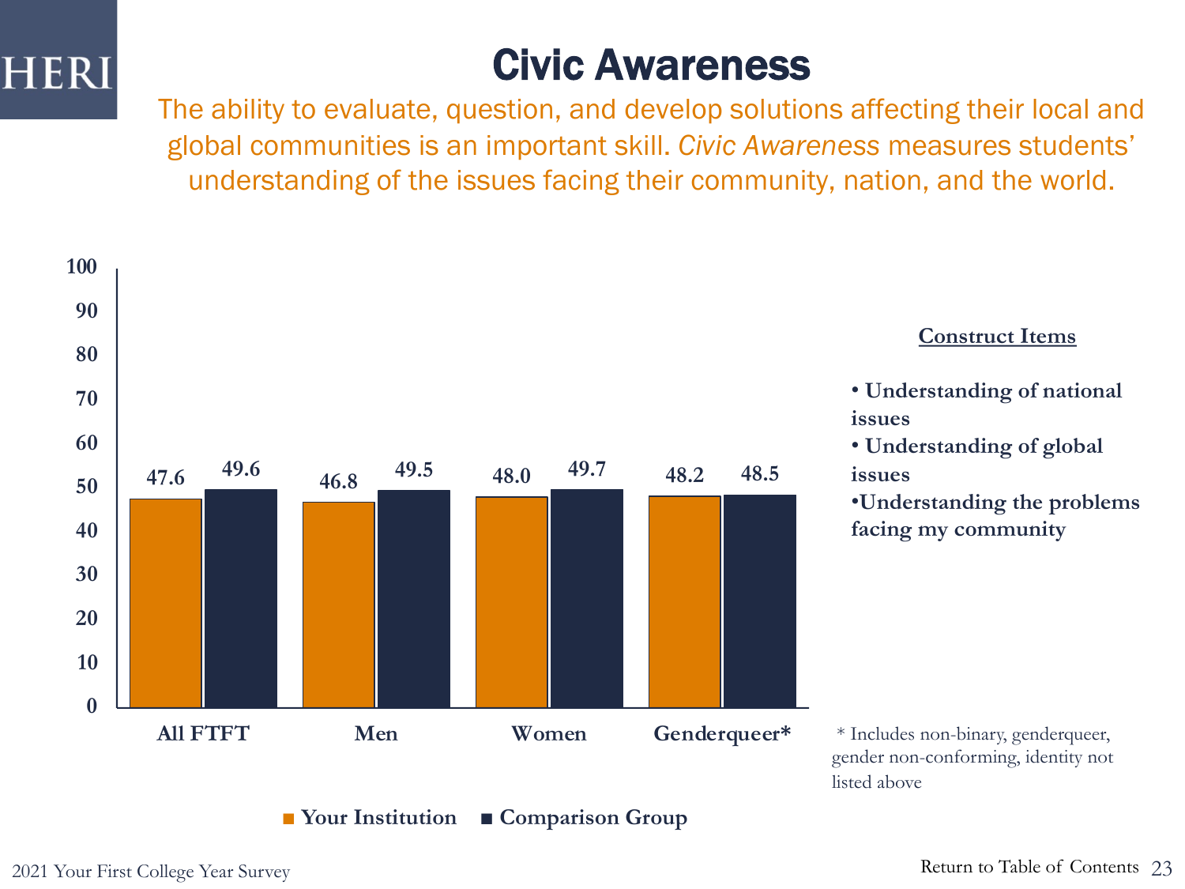# Civic Awareness

The ability to evaluate, question, and develop solutions affecting their local and global communities is an important skill. *Civic Awareness* measures students' understanding of the issues facing their community, nation, and the world.

| | Your Institution | Comparison Group |
|---|---|---|
| All FTFT | 47.6 | 49.6 |
| Men | 46.8 | 49.5 |
| Women | 48.0 | 49.7 |
| Genderqueer* | 48.2 | 48.5 |

**Construct Items**

- **Understanding of national issues**
- **Understanding of global issues**
- **Understanding the problems facing my community**

\* Includes non-binary, genderqueer, gender non-conforming, identity not listed above

2021 Your First College Year Survey

Return to Table of Contents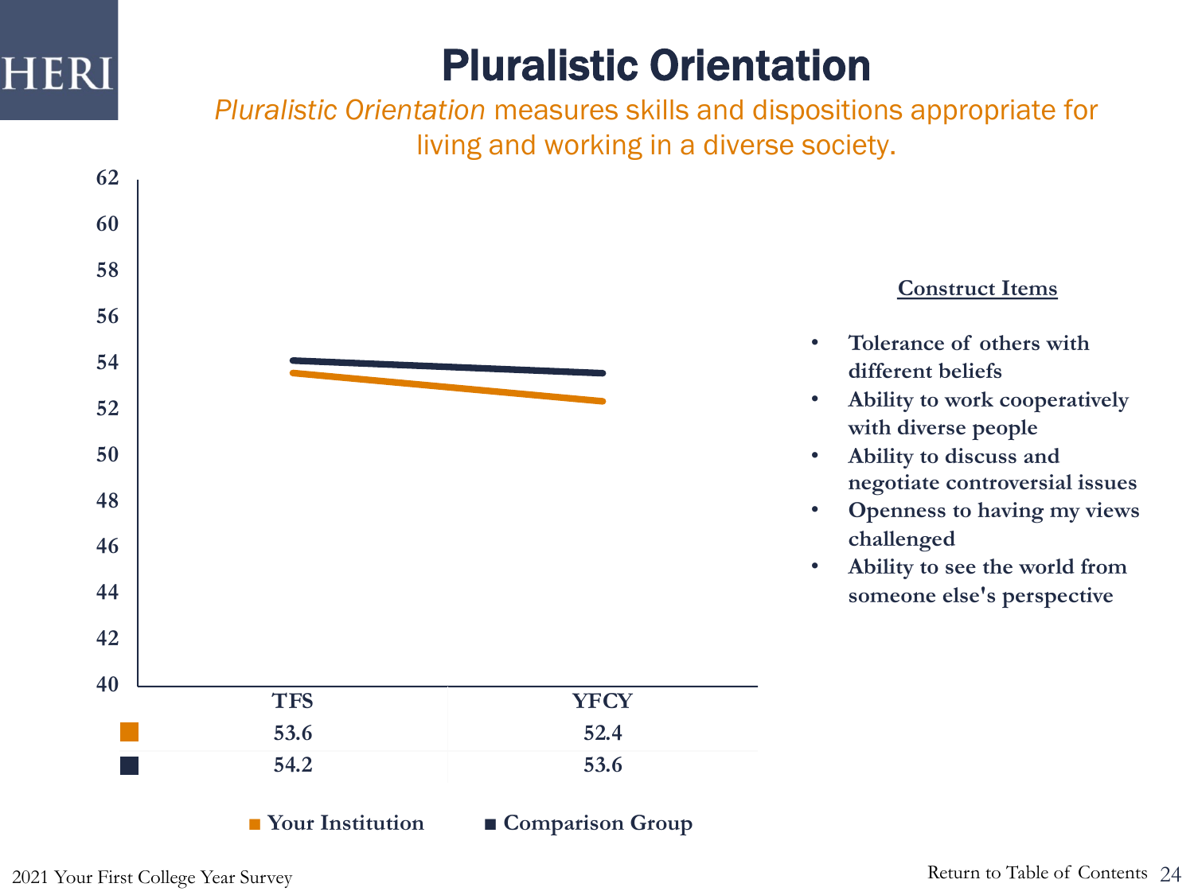# Pluralistic Orientation

*Pluralistic Orientation* measures skills and dispositions appropriate for living and working in a diverse society.

| | TFS | YFCY |
|---|---|---|
| Your Institution | 53.6 | 52.4 |
| Comparison Group | 54.2 | 53.6 |

**Construct Items**

- **Tolerance of others with different beliefs**
- **Ability to work cooperatively with diverse people**
- **Ability to discuss and negotiate controversial issues**
- **Openness to having my views challenged**
- **Ability to see the world from someone else's perspective**

2021 Your First College Year Survey

Return to Table of Contents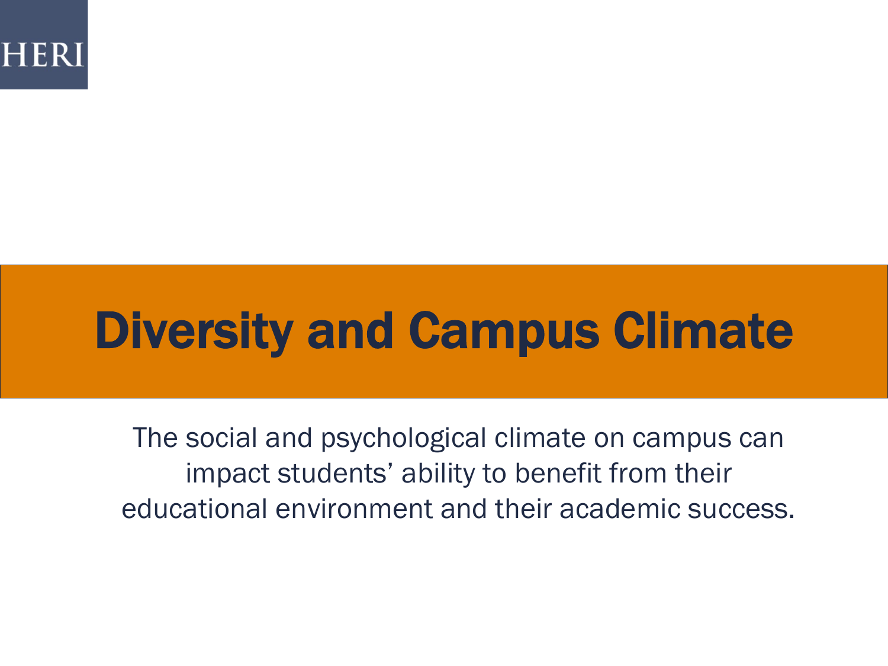HERI

# Diversity and Campus Climate

The social and psychological climate on campus can impact students' ability to benefit from their educational environment and their academic success.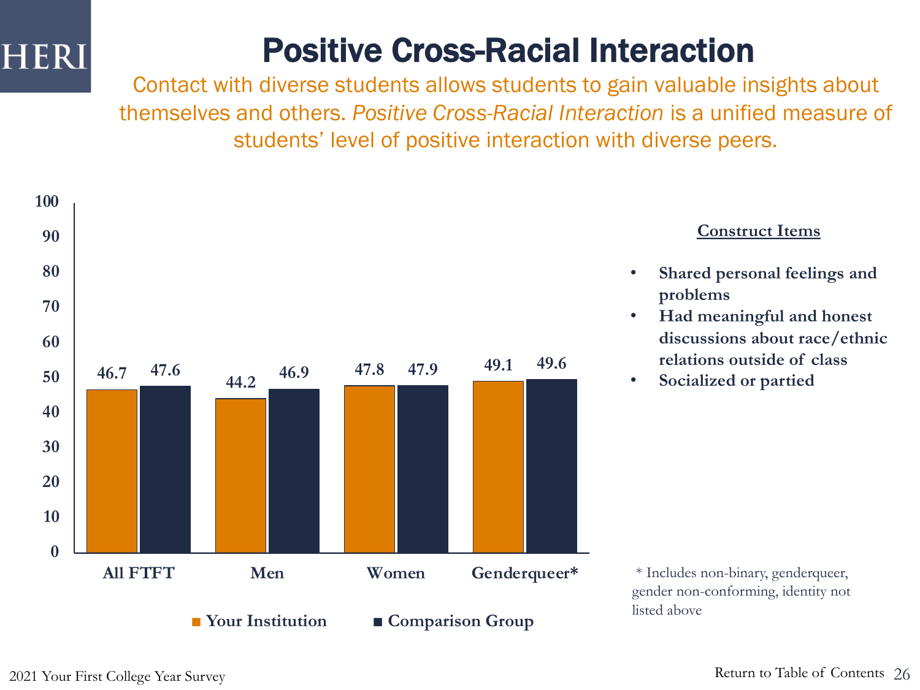# Positive Cross-Racial Interaction

Contact with diverse students allows students to gain valuable insights about themselves and others. *Positive Cross-Racial Interaction* is a unified measure of students' level of positive interaction with diverse peers.

| | Your Institution | Comparison Group |
|---|---|---|
| All FTFT | 46.7 | 47.6 |
| Men | 44.2 | 46.9 |
| Women | 47.8 | 47.9 |
| Genderqueer* | 49.1 | 49.6 |

**Construct Items**

- **Shared personal feelings and problems**
- **Had meaningful and honest discussions about race/ethnic relations outside of class**
- **Socialized or partied**

\* Includes non-binary, genderqueer, gender non-conforming, identity not listed above

2021 Your First College Year Survey

Return to Table of Contents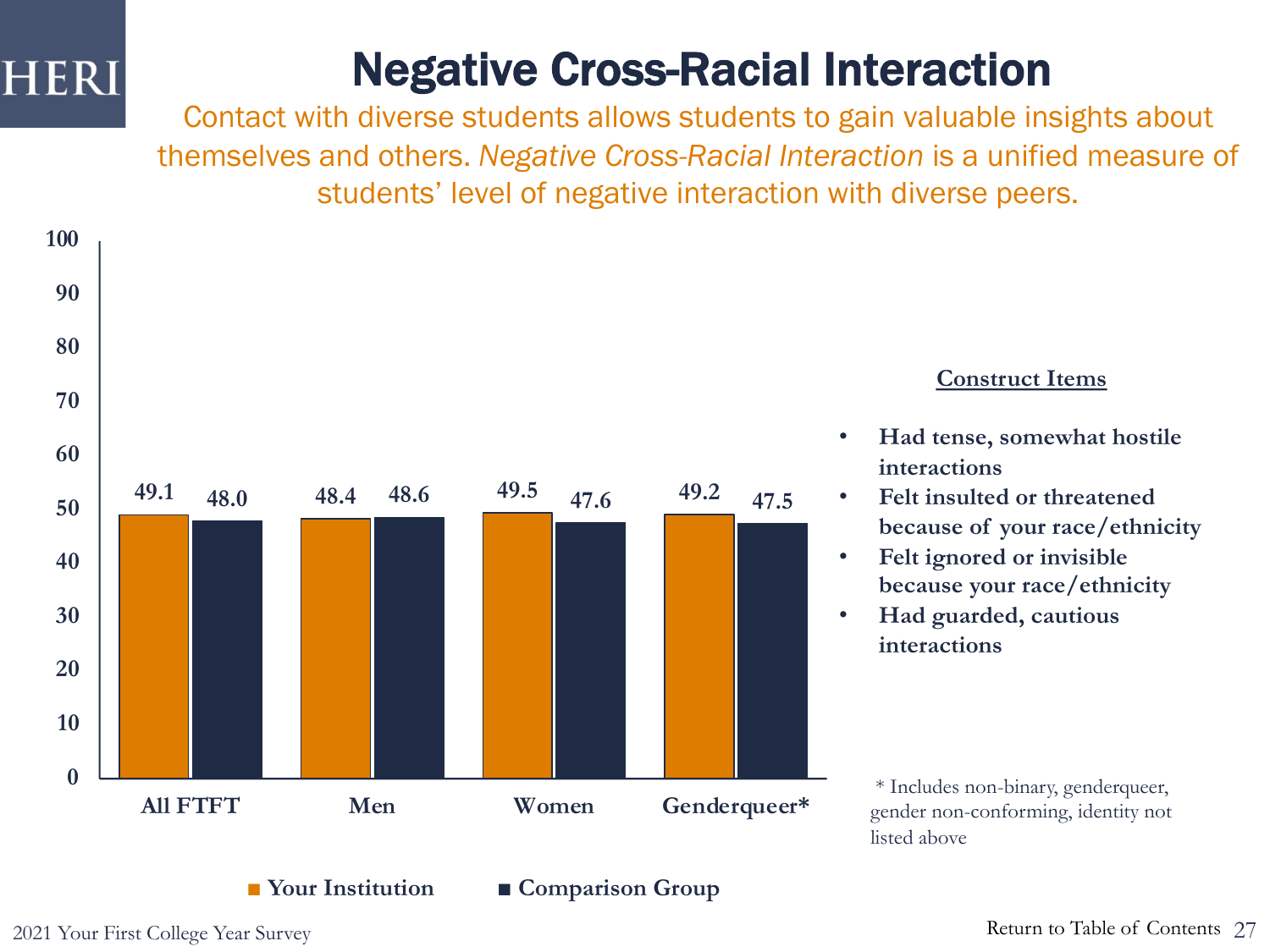# Negative Cross-Racial Interaction

Contact with diverse students allows students to gain valuable insights about themselves and others. *Negative Cross-Racial Interaction* is a unified measure of students' level of negative interaction with diverse peers.

| | Your Institution | Comparison Group |
|---|---|---|
| All FTFT | 49.1 | 48.0 |
| Men | 48.4 | 48.6 |
| Women | 49.5 | 47.6 |
| Genderqueer* | 49.2 | 47.5 |

**Construct Items**

- **Had tense, somewhat hostile interactions**
- **Felt insulted or threatened because of your race/ethnicity**
- **Felt ignored or invisible because your race/ethnicity**
- **Had guarded, cautious interactions**

\* Includes non-binary, genderqueer, gender non-conforming, identity not listed above

2021 Your First College Year Survey

Return to Table of Contents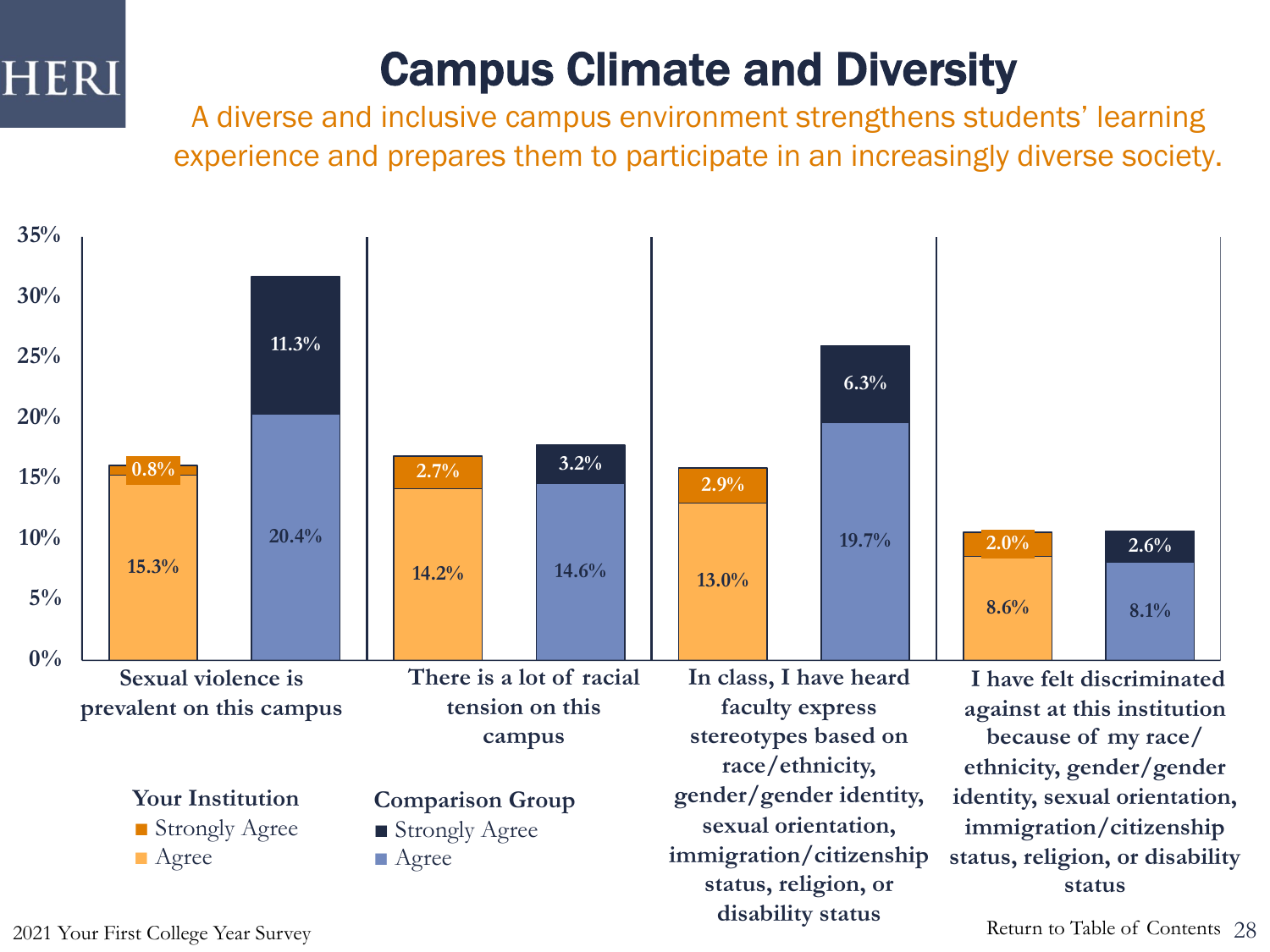# Campus Climate and Diversity

A diverse and inclusive campus environment strengthens students' learning experience and prepares them to participate in an increasingly diverse society.

| Statement | Your Institution: Agree | Your Institution: Strongly Agree | Comparison Group: Agree | Comparison Group: Strongly Agree |
|---|---|---|---|---|
| Sexual violence is prevalent on this campus | 15.3% | 0.8% | 20.4% | 11.3% |
| There is a lot of racial tension on this campus | 14.2% | 2.7% | 14.6% | 3.2% |
| In class, I have heard faculty express stereotypes based on race/ethnicity, gender/gender identity, sexual orientation, immigration/citizenship status, religion, or disability status | 13.0% | 2.9% | 19.7% | 6.3% |
| I have felt discriminated against at this institution because of my race/ethnicity, gender/gender identity, sexual orientation, immigration/citizenship status, religion, or disability status | 8.6% | 2.0% | 8.1% | 2.6% |

2021 Your First College Year Survey

Return to Table of Contents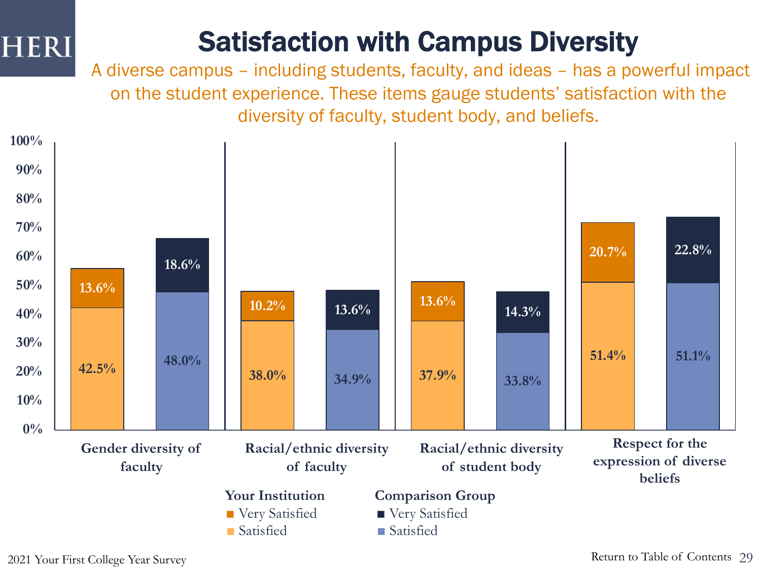# Satisfaction with Campus Diversity

A diverse campus – including students, faculty, and ideas – has a powerful impact on the student experience. These items gauge students' satisfaction with the diversity of faculty, student body, and beliefs.

| | Your Institution: Very Satisfied | Your Institution: Satisfied | Comparison Group: Very Satisfied | Comparison Group: Satisfied |
|---|---|---|---|---|
| Gender diversity of faculty | 13.6% | 42.5% | 18.6% | 48.0% |
| Racial/ethnic diversity of faculty | 10.2% | 38.0% | 13.6% | 34.9% |
| Racial/ethnic diversity of student body | 13.6% | 37.9% | 14.3% | 33.8% |
| Respect for the expression of diverse beliefs | 20.7% | 51.4% | 22.8% | 51.1% |

2021 Your First College Year Survey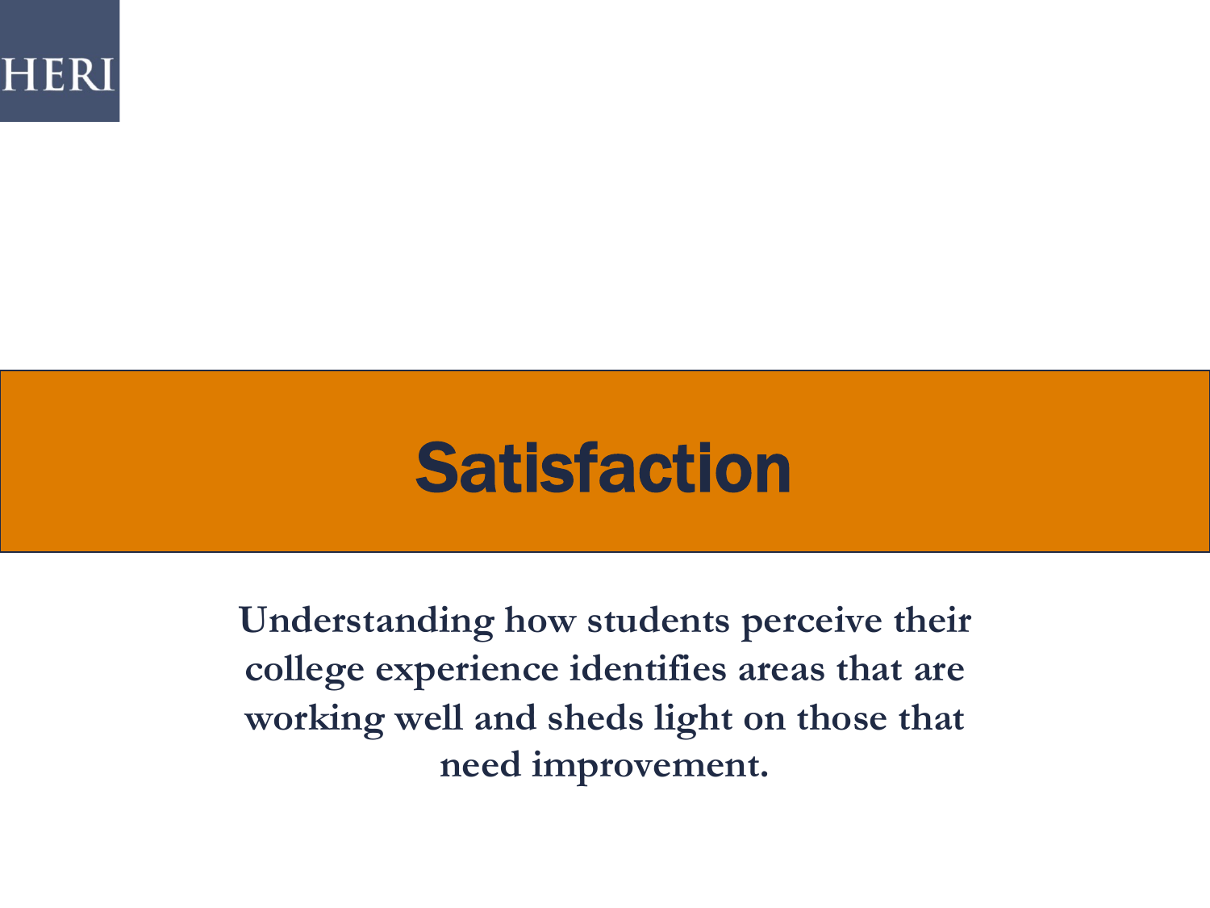HERI

# Satisfaction

**Understanding how students perceive their college experience identifies areas that are working well and sheds light on those that need improvement.**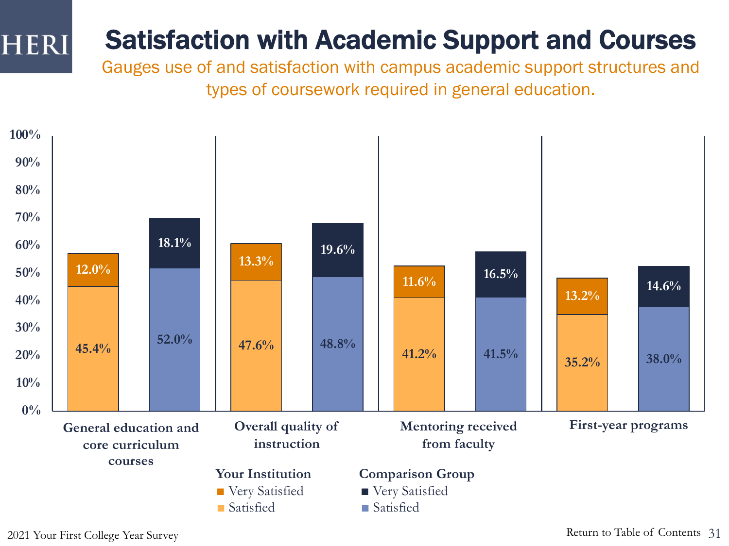# Satisfaction with Academic Support and Courses

Gauges use of and satisfaction with campus academic support structures and types of coursework required in general education.

| | Your Institution: Satisfied | Your Institution: Very Satisfied | Comparison Group: Satisfied | Comparison Group: Very Satisfied |
|---|---|---|---|---|
| General education and core curriculum courses | 45.4% | 12.0% | 52.0% | 18.1% |
| Overall quality of instruction | 47.6% | 13.3% | 48.8% | 19.6% |
| Mentoring received from faculty | 41.2% | 11.6% | 41.5% | 16.5% |
| First-year programs | 35.2% | 13.2% | 38.0% | 14.6% |

2021 Your First College Year Survey

Return to Table of Contents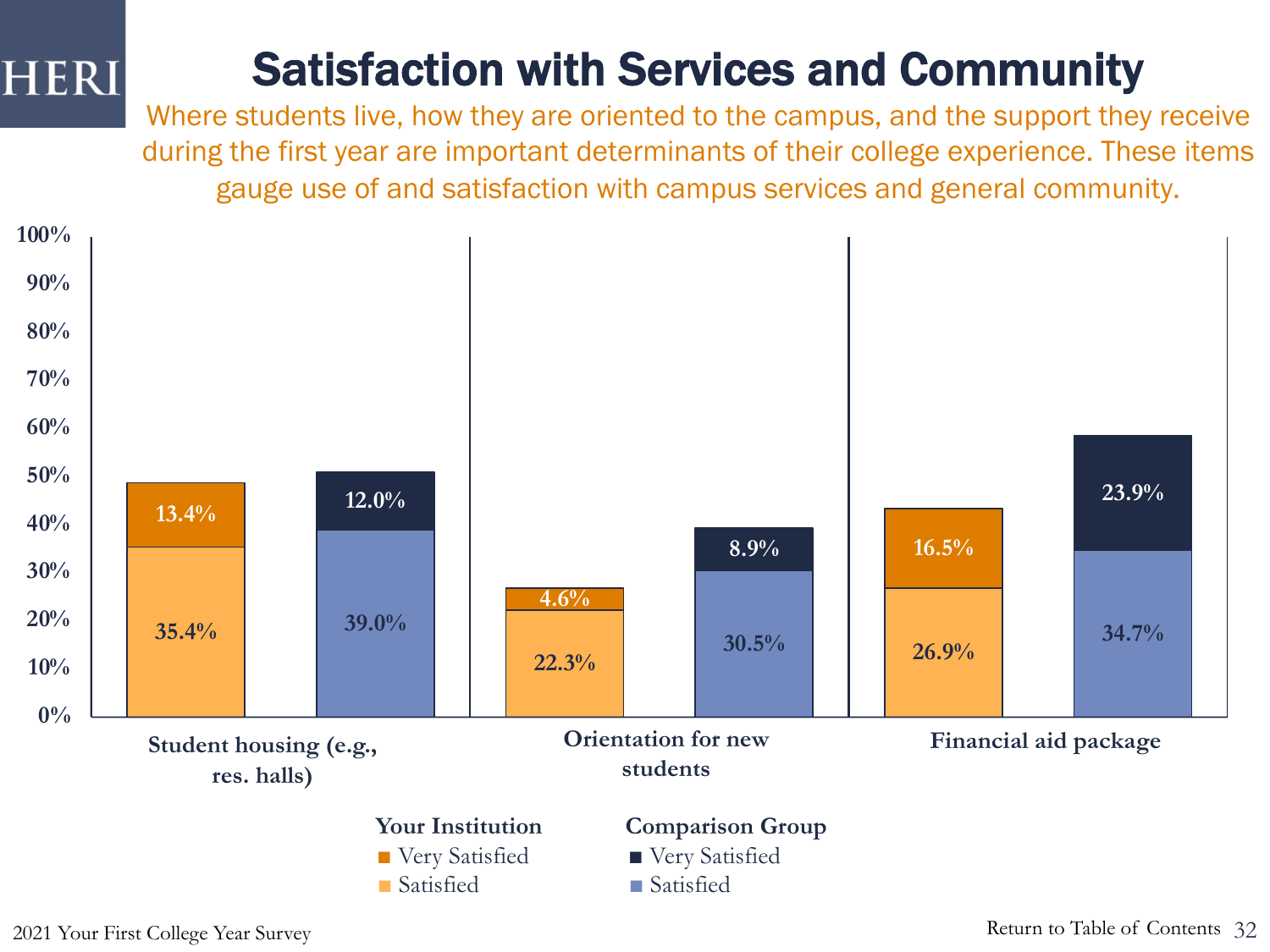# Satisfaction with Services and Community

Where students live, how they are oriented to the campus, and the support they receive during the first year are important determinants of their college experience. These items gauge use of and satisfaction with campus services and general community.

| | Your Institution: Satisfied | Your Institution: Very Satisfied | Comparison Group: Satisfied | Comparison Group: Very Satisfied |
|---|---|---|---|---|
| Student housing (e.g., res. halls) | 35.4% | 13.4% | 39.0% | 12.0% |
| Orientation for new students | 22.3% | 4.6% | 30.5% | 8.9% |
| Financial aid package | 26.9% | 16.5% | 34.7% | 23.9% |

2021 Your First College Year Survey

Return to Table of Contents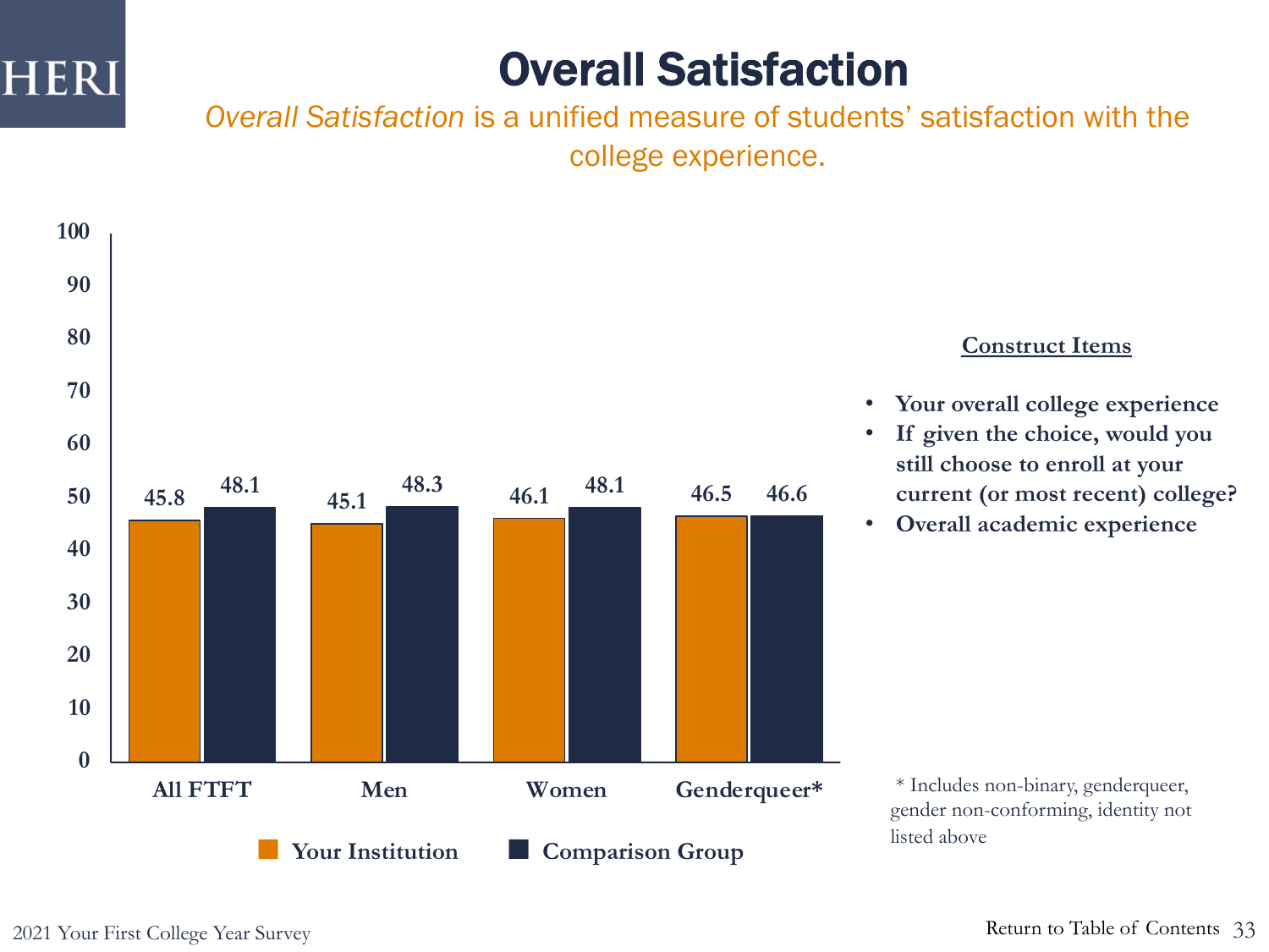# Overall Satisfaction

*Overall Satisfaction* is a unified measure of students' satisfaction with the college experience.

| | Your Institution | Comparison Group |
|---|---|---|
| All FTFT | 45.8 | 48.1 |
| Men | 45.1 | 48.3 |
| Women | 46.1 | 48.1 |
| Genderqueer* | 46.5 | 46.6 |

**Construct Items**

- **Your overall college experience**
- **If given the choice, would you still choose to enroll at your current (or most recent) college?**
- **Overall academic experience**

\* Includes non-binary, genderqueer, gender non-conforming, identity not listed above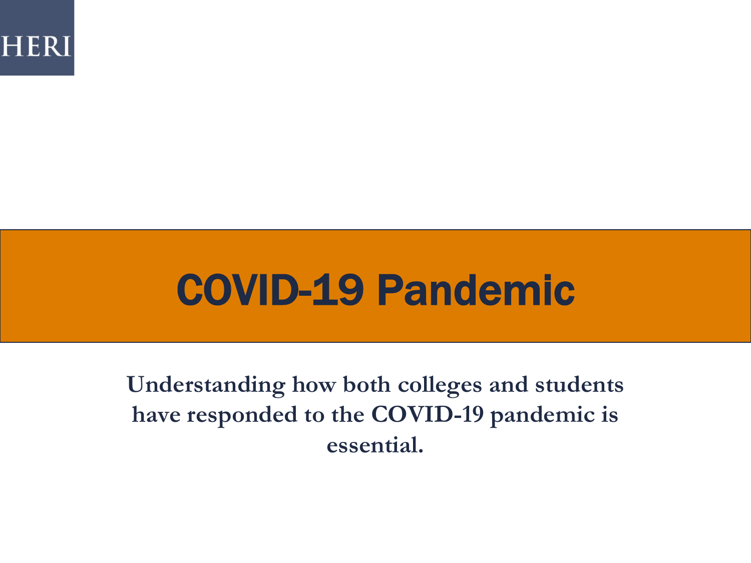# COVID-19 Pandemic

**Understanding how both colleges and students have responded to the COVID-19 pandemic is essential.**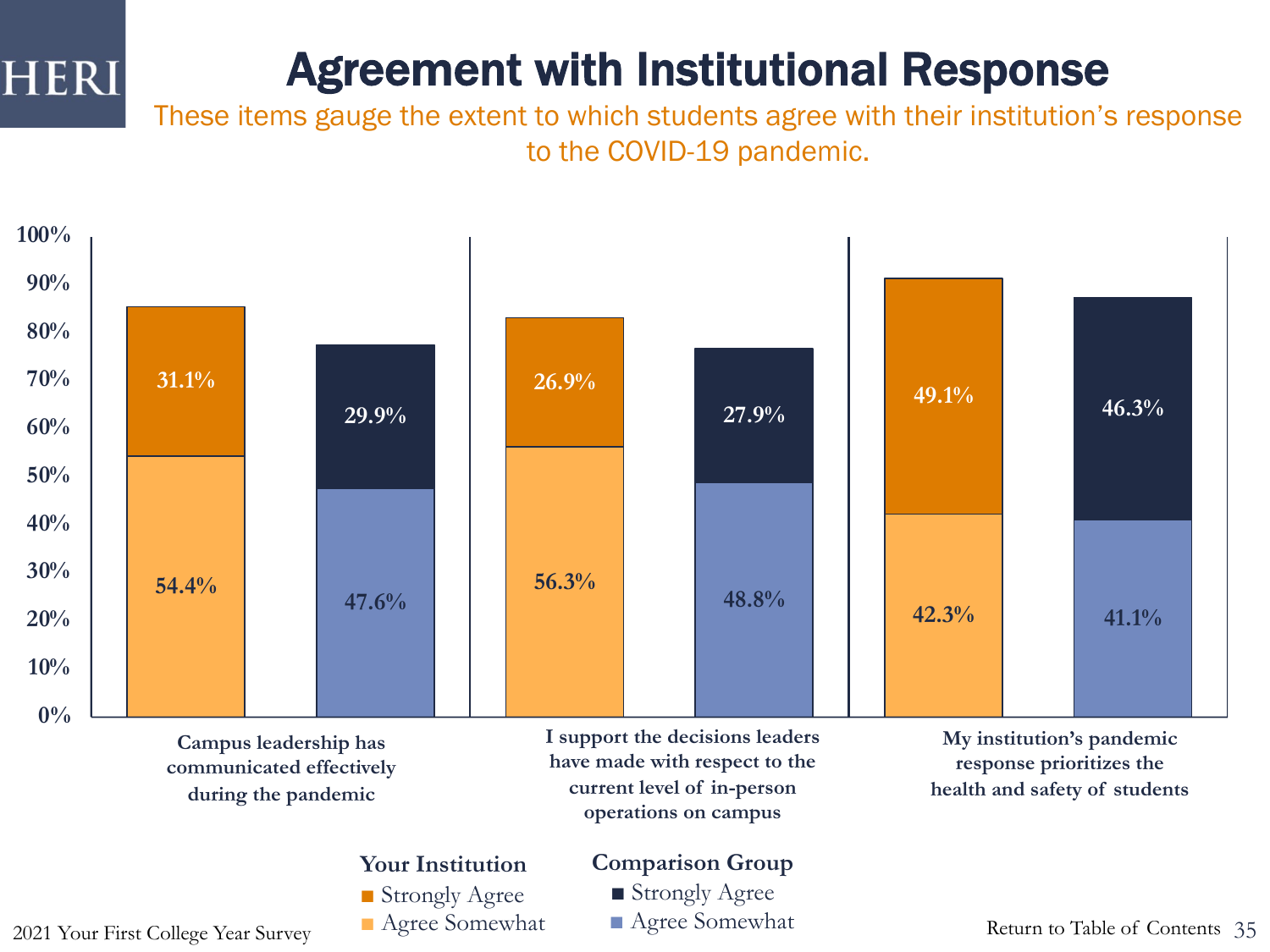# Agreement with Institutional Response

These items gauge the extent to which students agree with their institution's response to the COVID-19 pandemic.

| Item | Your Institution: Strongly Agree | Your Institution: Agree Somewhat | Comparison Group: Strongly Agree | Comparison Group: Agree Somewhat |
|---|---|---|---|---|
| Campus leadership has communicated effectively during the pandemic | 31.1% | 54.4% | 29.9% | 47.6% |
| I support the decisions leaders have made with respect to the current level of in-person operations on campus | 26.9% | 56.3% | 27.9% | 48.8% |
| My institution's pandemic response prioritizes the health and safety of students | 49.1% | 42.3% | 46.3% | 41.1% |

2021 Your First College Year Survey

Return to Table of Contents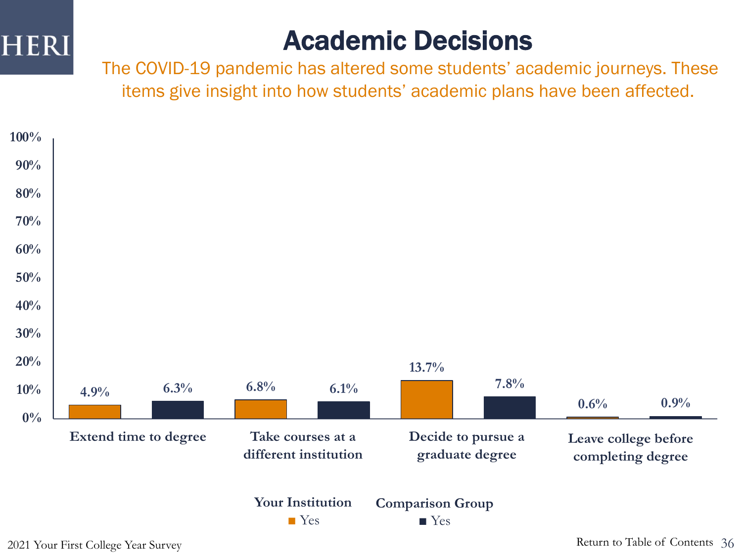# Academic Decisions

The COVID-19 pandemic has altered some students' academic journeys. These items give insight into how students' academic plans have been affected.

| | Your Institution (Yes) | Comparison Group (Yes) |
|---|---|---|
| Extend time to degree | 4.9% | 6.3% |
| Take courses at a different institution | 6.8% | 6.1% |
| Decide to pursue a graduate degree | 13.7% | 7.8% |
| Leave college before completing degree | 0.6% | 0.9% |

2021 Your First College Year Survey

Return to Table of Contents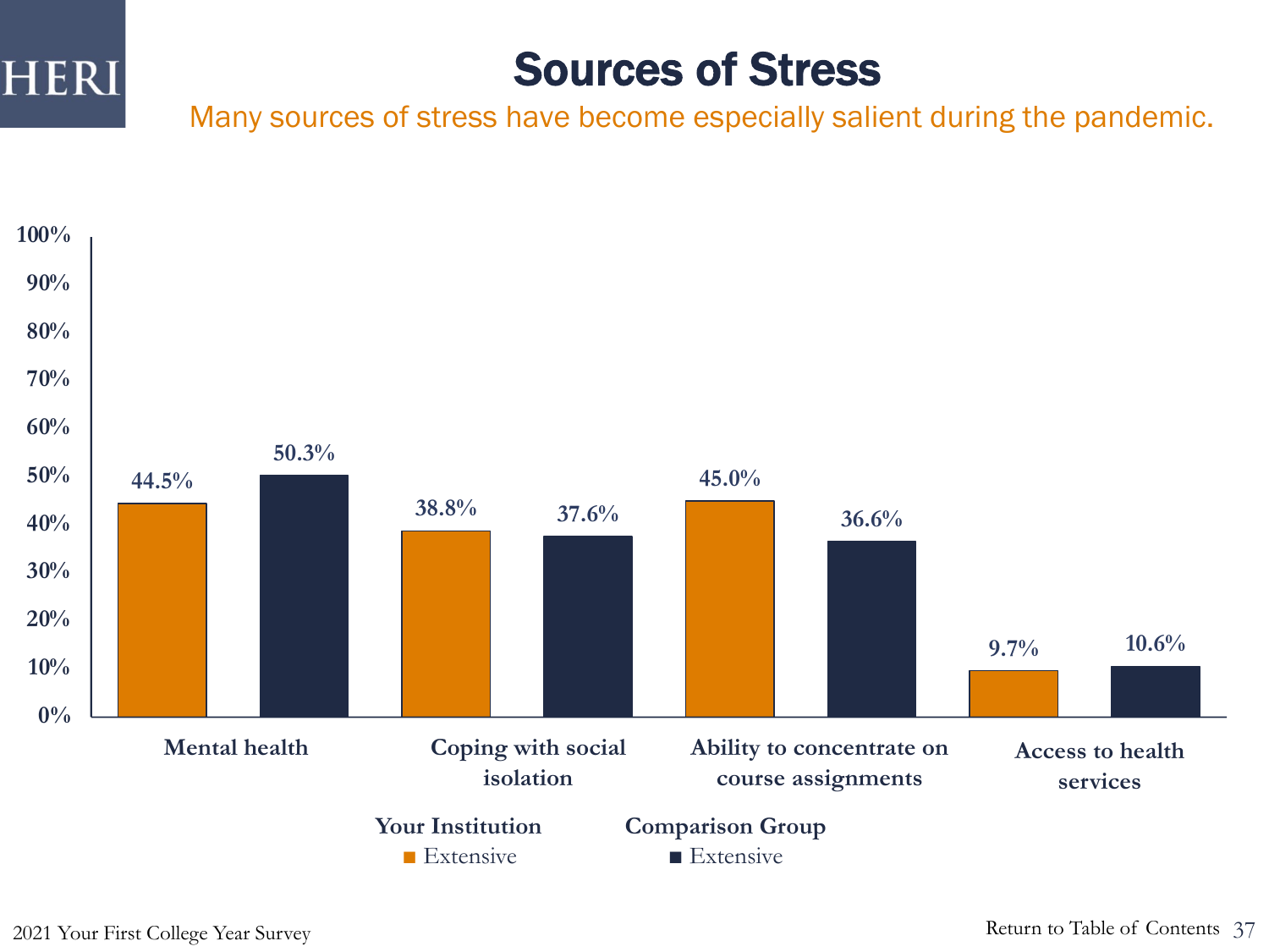# Sources of Stress

Many sources of stress have become especially salient during the pandemic.

| | Your Institution – Extensive | Comparison Group – Extensive |
|---|---|---|
| Mental health | 44.5% | 50.3% |
| Coping with social isolation | 38.8% | 37.6% |
| Ability to concentrate on course assignments | 45.0% | 36.6% |
| Access to health services | 9.7% | 10.6% |

2021 Your First College Year Survey

Return to Table of Contents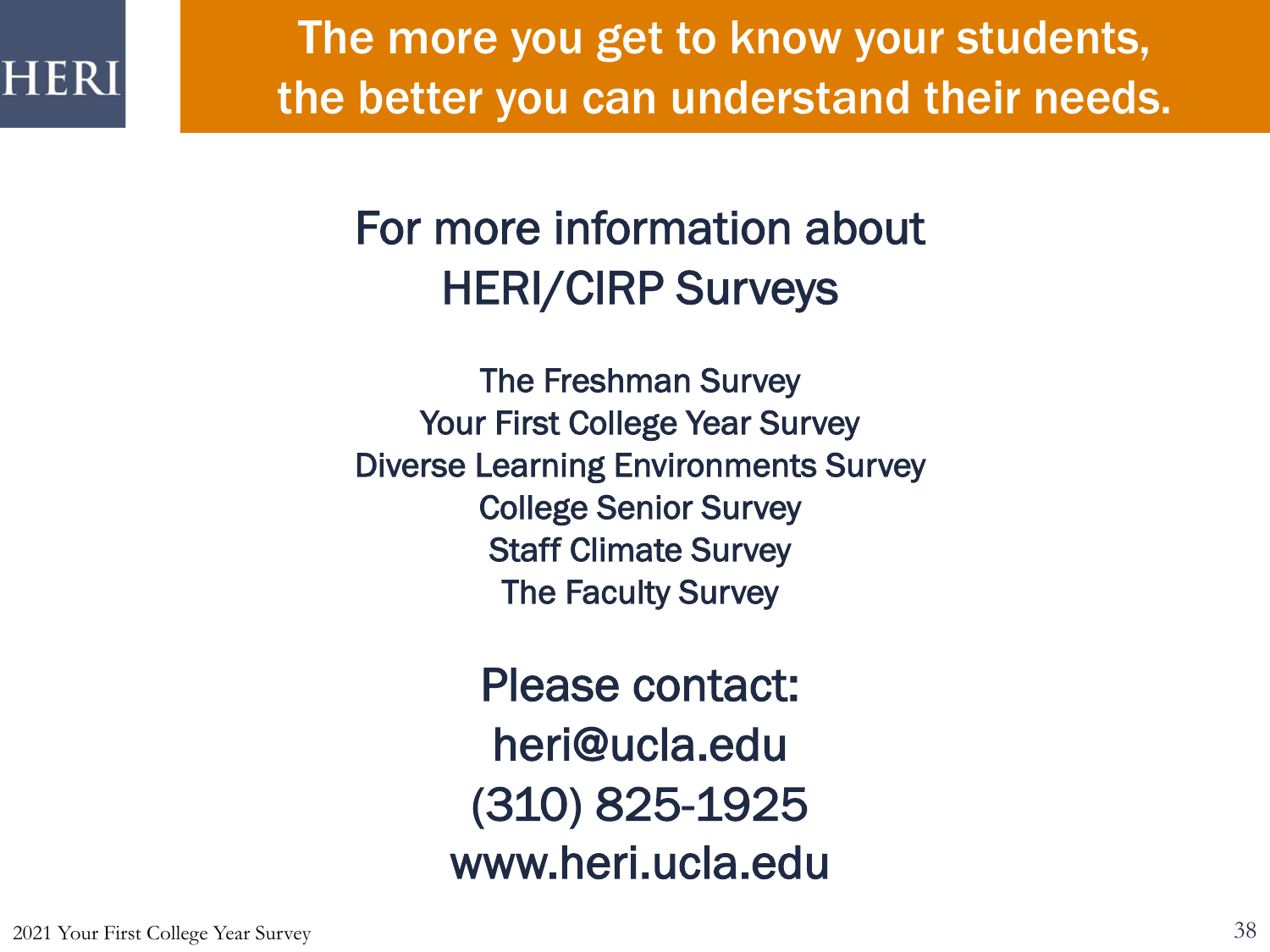HERI

# The more you get to know your students, the better you can understand their needs.

## For more information about HERI/CIRP Surveys

The Freshman Survey
Your First College Year Survey
Diverse Learning Environments Survey
College Senior Survey
Staff Climate Survey
The Faculty Survey

**Please contact:**
heri@ucla.edu
(310) 825-1925
www.heri.ucla.edu